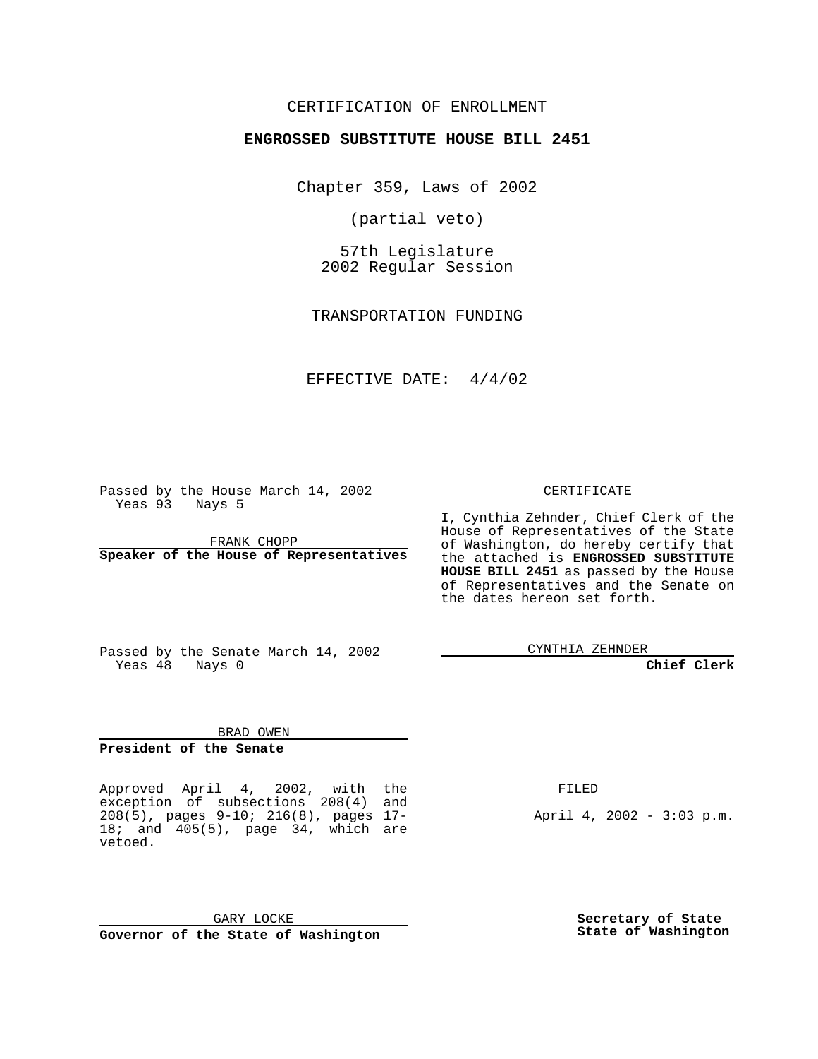CERTIFICATION OF ENROLLMENT

**ENGROSSED SUBSTITUTE HOUSE BILL 2451**

Chapter 359, Laws of 2002

(partial veto)

57th Legislature
2002 Regular Session

TRANSPORTATION FUNDING

EFFECTIVE DATE: 4/4/02

Passed by the House March 14, 2002
Yeas 93 Nays 5

FRANK CHOPP
**Speaker of the House of Representatives**

Passed by the Senate March 14, 2002
Yeas 48 Nays 0

BRAD OWEN
**President of the Senate**

CERTIFICATE

I, Cynthia Zehnder, Chief Clerk of the House of Representatives of the State of Washington, do hereby certify that the attached is **ENGROSSED SUBSTITUTE HOUSE BILL 2451** as passed by the House of Representatives and the Senate on the dates hereon set forth.

CYNTHIA ZEHNDER
**Chief Clerk**

Approved April 4, 2002, with the exception of subsections 208(4) and 208(5), pages 9-10; 216(8), pages 17-18; and 405(5), page 34, which are vetoed.

FILED

April 4, 2002 - 3:03 p.m.

GARY LOCKE
**Governor of the State of Washington**

**Secretary of State**
**State of Washington**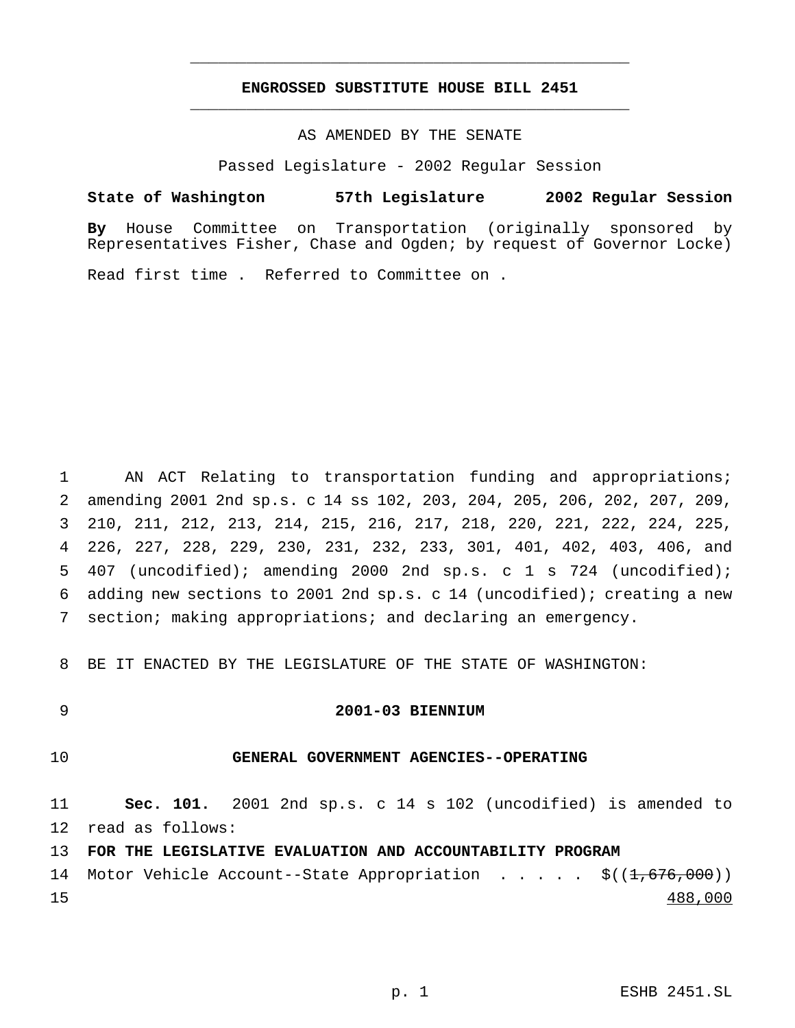# ENGROSSED SUBSTITUTE HOUSE BILL 2451

AS AMENDED BY THE SENATE

Passed Legislature - 2002 Regular Session

**State of Washington 57th Legislature 2002 Regular Session**

**By** House Committee on Transportation (originally sponsored by Representatives Fisher, Chase and Ogden; by request of Governor Locke)

Read first time . Referred to Committee on .

1 AN ACT Relating to transportation funding and appropriations; 2 amending 2001 2nd sp.s. c 14 ss 102, 203, 204, 205, 206, 202, 207, 209, 3 210, 211, 212, 213, 214, 215, 216, 217, 218, 220, 221, 222, 224, 225, 4 226, 227, 228, 229, 230, 231, 232, 233, 301, 401, 402, 403, 406, and 5 407 (uncodified); amending 2000 2nd sp.s. c 1 s 724 (uncodified); 6 adding new sections to 2001 2nd sp.s. c 14 (uncodified); creating a new 7 section; making appropriations; and declaring an emergency.

8 BE IT ENACTED BY THE LEGISLATURE OF THE STATE OF WASHINGTON:

9 **2001-03 BIENNIUM**

10 **GENERAL GOVERNMENT AGENCIES--OPERATING**

11 **Sec. 101.** 2001 2nd sp.s. c 14 s 102 (uncodified) is amended to 12 read as follows:

13 **FOR THE LEGISLATIVE EVALUATION AND ACCOUNTABILITY PROGRAM**

14 Motor Vehicle Account--State Appropriation . . . . . $((~~1,676,000~~))
15 488,000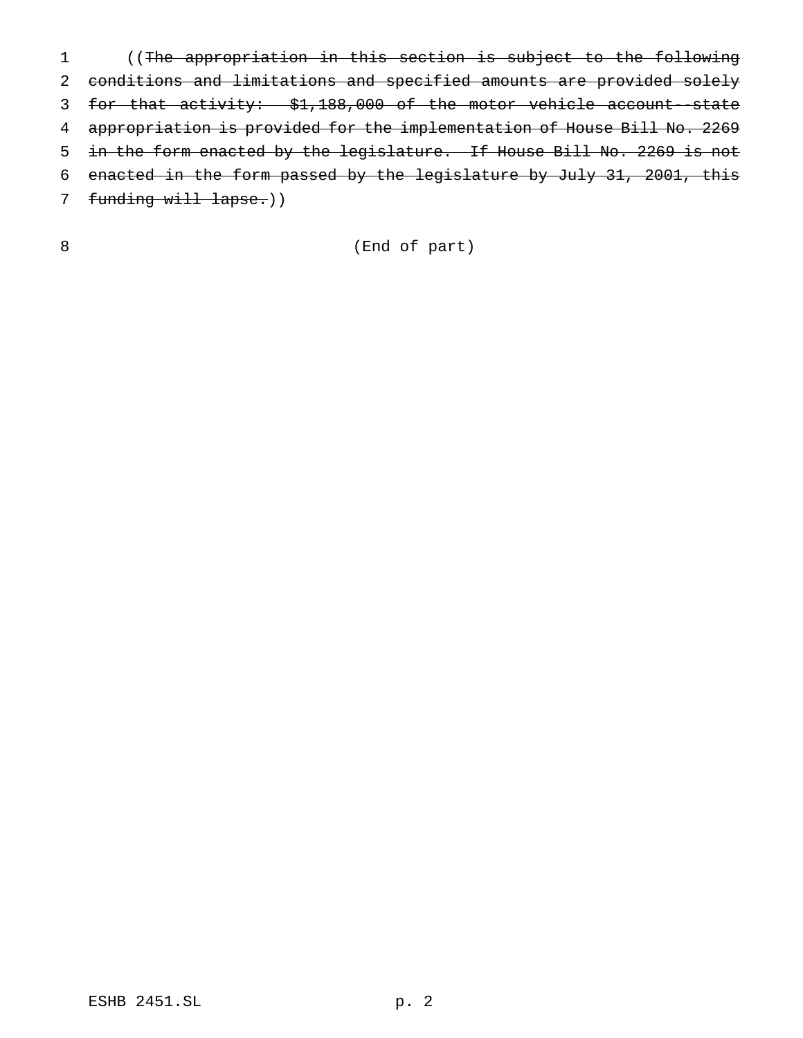((~~The appropriation in this section is subject to the following conditions and limitations and specified amounts are provided solely for that activity: $1,188,000 of the motor vehicle account--state appropriation is provided for the implementation of House Bill No. 2269 in the form enacted by the legislature. If House Bill No. 2269 is not enacted in the form passed by the legislature by July 31, 2001, this funding will lapse.~~))

(End of part)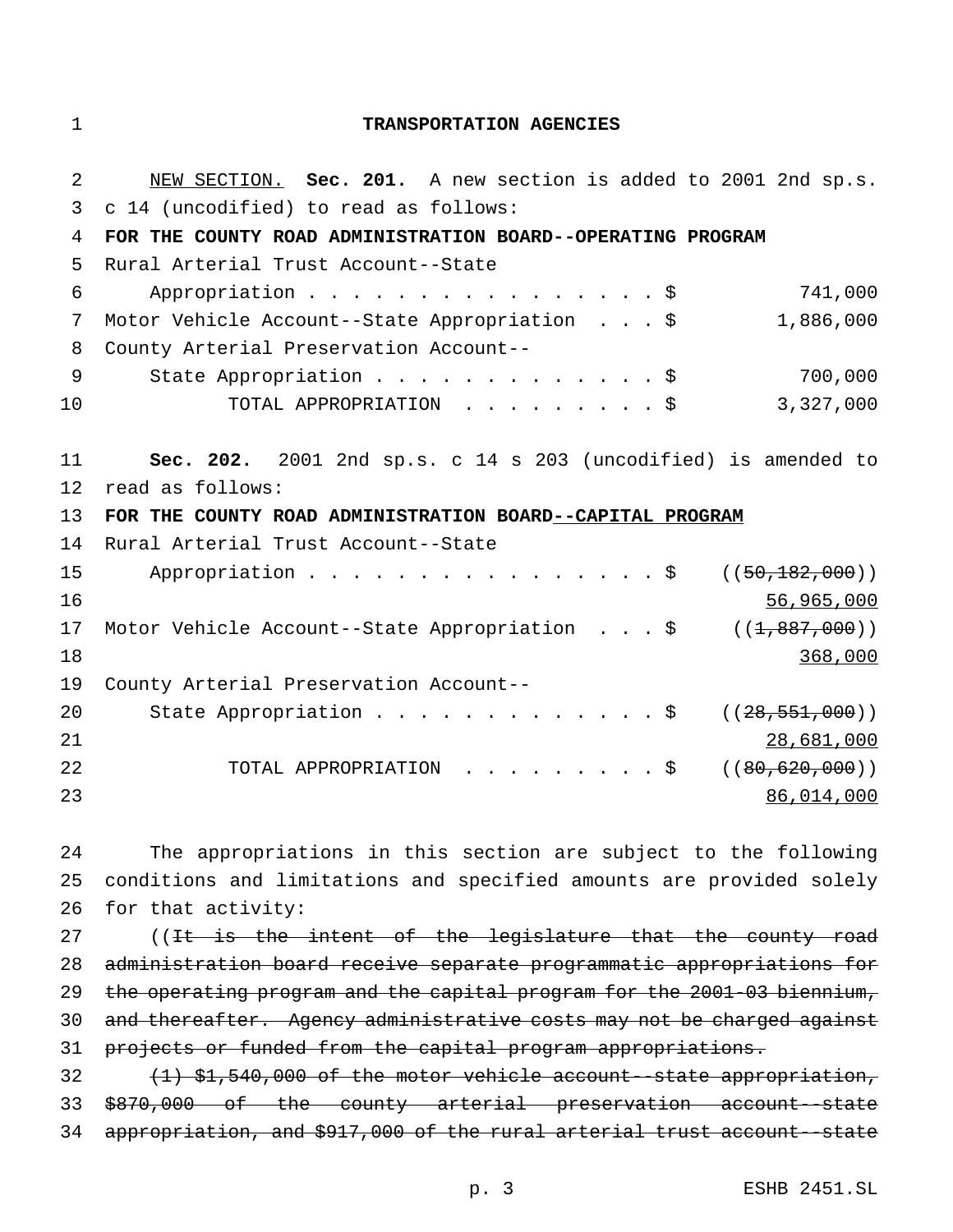# TRANSPORTATION AGENCIES

NEW SECTION. **Sec. 201.** A new section is added to 2001 2nd sp.s. c 14 (uncodified) to read as follows:

**FOR THE COUNTY ROAD ADMINISTRATION BOARD--OPERATING PROGRAM**

Rural Arterial Trust Account--State Appropriation . . . . . . . . . . . . . . . . . $ 741,000

Motor Vehicle Account--State Appropriation . . . $ 1,886,000

County Arterial Preservation Account--State Appropriation . . . . . . . . . . . . . $ 700,000

TOTAL APPROPRIATION . . . . . . . . . $ 3,327,000

**Sec. 202.** 2001 2nd sp.s. c 14 s 203 (uncodified) is amended to read as follows:

**FOR THE COUNTY ROAD ADMINISTRATION BOARD--CAPITAL PROGRAM**

Rural Arterial Trust Account--State Appropriation . . . . . . . . . . . . . . . . . $ ((~~50,182,000~~)) 56,965,000

Motor Vehicle Account--State Appropriation . . . $ ((~~1,887,000~~)) 368,000

County Arterial Preservation Account--State Appropriation . . . . . . . . . . . . . $ ((~~28,551,000~~)) 28,681,000

TOTAL APPROPRIATION . . . . . . . . . $ ((~~80,620,000~~)) 86,014,000

The appropriations in this section are subject to the following conditions and limitations and specified amounts are provided solely for that activity:

((~~It is the intent of the legislature that the county road administration board receive separate programmatic appropriations for the operating program and the capital program for the 2001-03 biennium, and thereafter. Agency administrative costs may not be charged against projects or funded from the capital program appropriations.~~

~~(1) $1,540,000 of the motor vehicle account--state appropriation, $870,000 of the county arterial preservation account--state appropriation, and $917,000 of the rural arterial trust account--state~~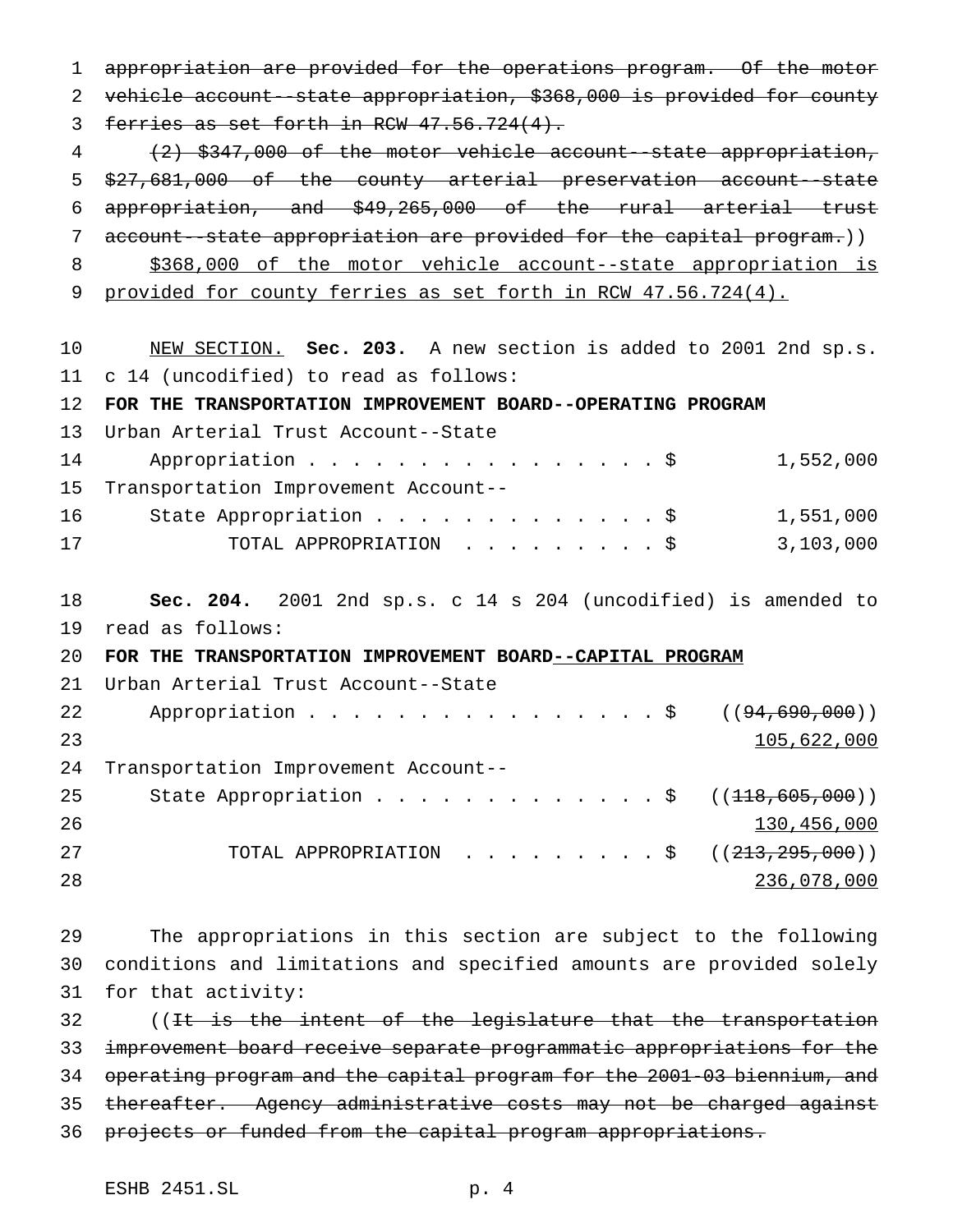~~appropriation are provided for the operations program. Of the motor vehicle account--state appropriation, $368,000 is provided for county ferries as set forth in RCW 47.56.724(4).~~

~~(2) $347,000 of the motor vehicle account--state appropriation, $27,681,000 of the county arterial preservation account--state appropriation, and $49,265,000 of the rural arterial trust account--state appropriation are provided for the capital program.~~))

<u>$368,000 of the motor vehicle account--state appropriation is provided for county ferries as set forth in RCW 47.56.724(4).</u>

<u>NEW SECTION.</u> **Sec. 203.** A new section is added to 2001 2nd sp.s. c 14 (uncodified) to read as follows:

**FOR THE TRANSPORTATION IMPROVEMENT BOARD--OPERATING PROGRAM**

| | |
|---|---|
| Urban Arterial Trust Account--State Appropriation . . . . . . . . . . . . . . . . . $ | 1,552,000 |
| Transportation Improvement Account--State Appropriation . . . . . . . . . . . . . $ | 1,551,000 |
| TOTAL APPROPRIATION . . . . . . . . . $ | 3,103,000 |

**Sec. 204.** 2001 2nd sp.s. c 14 s 204 (uncodified) is amended to read as follows:

**FOR THE TRANSPORTATION IMPROVEMENT BOARD<u>--CAPITAL PROGRAM</u>**

| | |
|---|---|
| Urban Arterial Trust Account--State Appropriation . . . . . . . . . . . . . . . . . $ | ((~~94,690,000~~)) <u>105,622,000</u> |
| Transportation Improvement Account--State Appropriation . . . . . . . . . . . . . $ | ((~~118,605,000~~)) <u>130,456,000</u> |
| TOTAL APPROPRIATION . . . . . . . . . $ | ((~~213,295,000~~)) <u>236,078,000</u> |

The appropriations in this section are subject to the following conditions and limitations and specified amounts are provided solely for that activity:

((~~It is the intent of the legislature that the transportation improvement board receive separate programmatic appropriations for the operating program and the capital program for the 2001-03 biennium, and thereafter. Agency administrative costs may not be charged against projects or funded from the capital program appropriations.~~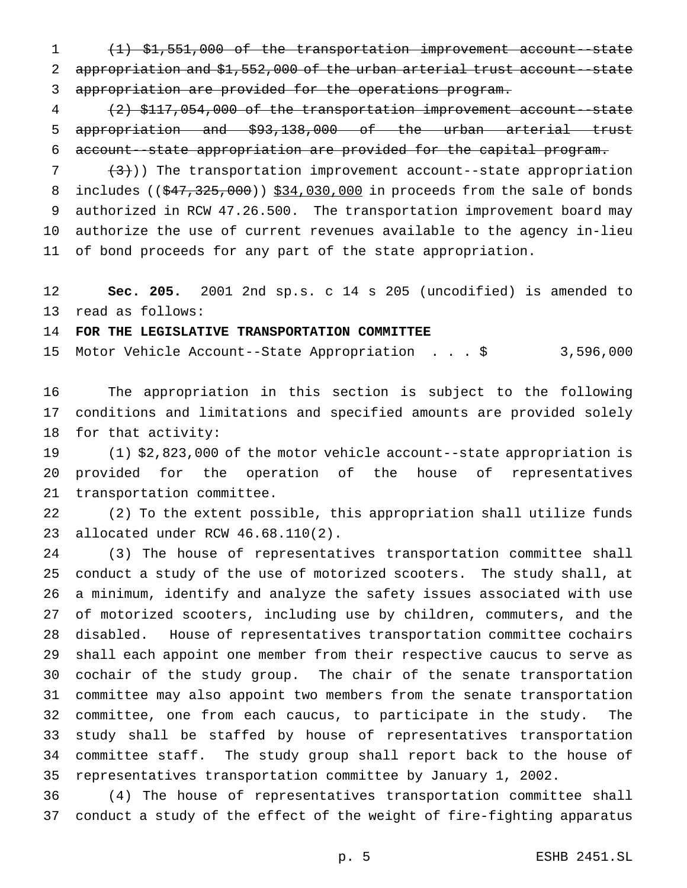~~(1) $1,551,000 of the transportation improvement account--state appropriation and $1,552,000 of the urban arterial trust account--state appropriation are provided for the operations program.~~

~~(2) $117,054,000 of the transportation improvement account--state appropriation and $93,138,000 of the urban arterial trust account--state appropriation are provided for the capital program.~~

~~(3)~~)) The transportation improvement account--state appropriation includes ((~~$47,325,000~~)) <u>$34,030,000</u> in proceeds from the sale of bonds authorized in RCW 47.26.500. The transportation improvement board may authorize the use of current revenues available to the agency in-lieu of bond proceeds for any part of the state appropriation.

**Sec. 205.** 2001 2nd sp.s. c 14 s 205 (uncodified) is amended to read as follows:

**FOR THE LEGISLATIVE TRANSPORTATION COMMITTEE**

Motor Vehicle Account--State Appropriation . . . $ 3,596,000

The appropriation in this section is subject to the following conditions and limitations and specified amounts are provided solely for that activity:

(1) $2,823,000 of the motor vehicle account--state appropriation is provided for the operation of the house of representatives transportation committee.

(2) To the extent possible, this appropriation shall utilize funds allocated under RCW 46.68.110(2).

(3) The house of representatives transportation committee shall conduct a study of the use of motorized scooters. The study shall, at a minimum, identify and analyze the safety issues associated with use of motorized scooters, including use by children, commuters, and the disabled. House of representatives transportation committee cochairs shall each appoint one member from their respective caucus to serve as cochair of the study group. The chair of the senate transportation committee may also appoint two members from the senate transportation committee, one from each caucus, to participate in the study. The study shall be staffed by house of representatives transportation committee staff. The study group shall report back to the house of representatives transportation committee by January 1, 2002.

(4) The house of representatives transportation committee shall conduct a study of the effect of the weight of fire-fighting apparatus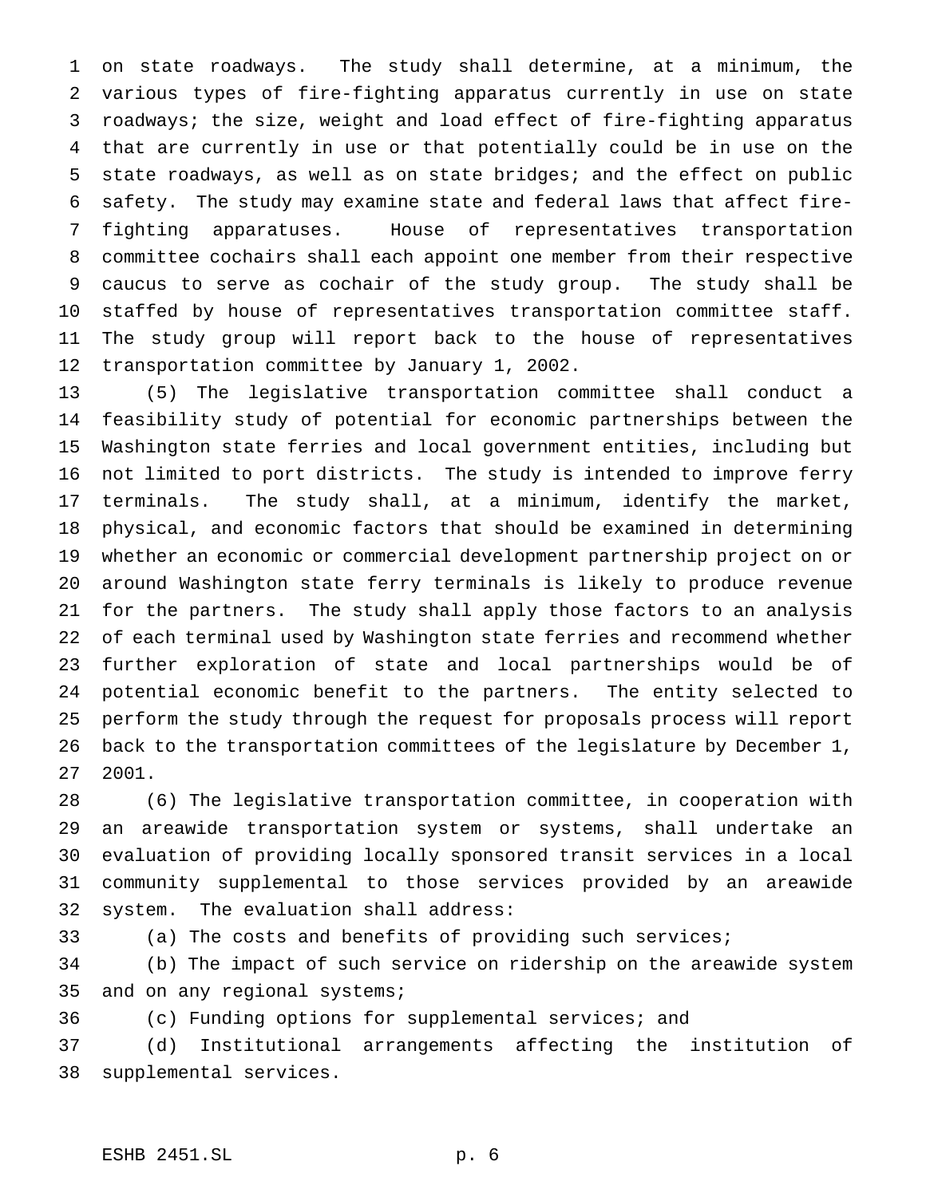on state roadways. The study shall determine, at a minimum, the various types of fire-fighting apparatus currently in use on state roadways; the size, weight and load effect of fire-fighting apparatus that are currently in use or that potentially could be in use on the state roadways, as well as on state bridges; and the effect on public safety. The study may examine state and federal laws that affect fire-fighting apparatuses. House of representatives transportation committee cochairs shall each appoint one member from their respective caucus to serve as cochair of the study group. The study shall be staffed by house of representatives transportation committee staff. The study group will report back to the house of representatives transportation committee by January 1, 2002.

(5) The legislative transportation committee shall conduct a feasibility study of potential for economic partnerships between the Washington state ferries and local government entities, including but not limited to port districts. The study is intended to improve ferry terminals. The study shall, at a minimum, identify the market, physical, and economic factors that should be examined in determining whether an economic or commercial development partnership project on or around Washington state ferry terminals is likely to produce revenue for the partners. The study shall apply those factors to an analysis of each terminal used by Washington state ferries and recommend whether further exploration of state and local partnerships would be of potential economic benefit to the partners. The entity selected to perform the study through the request for proposals process will report back to the transportation committees of the legislature by December 1, 2001.

(6) The legislative transportation committee, in cooperation with an areawide transportation system or systems, shall undertake an evaluation of providing locally sponsored transit services in a local community supplemental to those services provided by an areawide system. The evaluation shall address:

(a) The costs and benefits of providing such services;

(b) The impact of such service on ridership on the areawide system and on any regional systems;

(c) Funding options for supplemental services; and

(d) Institutional arrangements affecting the institution of supplemental services.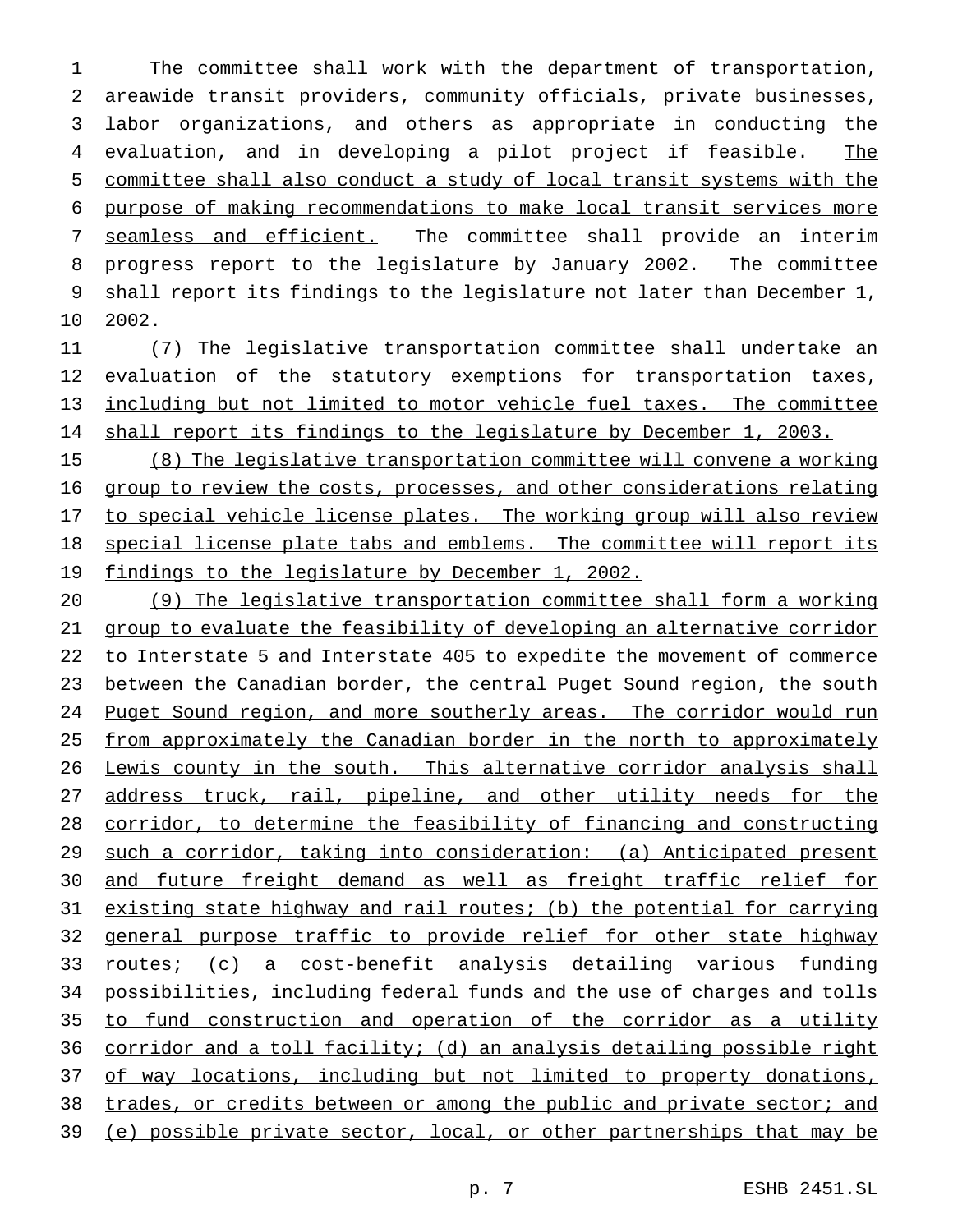The committee shall work with the department of transportation, areawide transit providers, community officials, private businesses, labor organizations, and others as appropriate in conducting the evaluation, and in developing a pilot project if feasible. <u>The committee shall also conduct a study of local transit systems with the purpose of making recommendations to make local transit services more seamless and efficient.</u> The committee shall provide an interim progress report to the legislature by January 2002. The committee shall report its findings to the legislature not later than December 1, 2002.

<u>(7) The legislative transportation committee shall undertake an evaluation of the statutory exemptions for transportation taxes, including but not limited to motor vehicle fuel taxes. The committee shall report its findings to the legislature by December 1, 2003.</u>

<u>(8) The legislative transportation committee will convene a working group to review the costs, processes, and other considerations relating to special vehicle license plates. The working group will also review special license plate tabs and emblems. The committee will report its findings to the legislature by December 1, 2002.</u>

<u>(9) The legislative transportation committee shall form a working group to evaluate the feasibility of developing an alternative corridor to Interstate 5 and Interstate 405 to expedite the movement of commerce between the Canadian border, the central Puget Sound region, the south Puget Sound region, and more southerly areas. The corridor would run from approximately the Canadian border in the north to approximately Lewis county in the south. This alternative corridor analysis shall address truck, rail, pipeline, and other utility needs for the corridor, to determine the feasibility of financing and constructing such a corridor, taking into consideration: (a) Anticipated present and future freight demand as well as freight traffic relief for existing state highway and rail routes; (b) the potential for carrying general purpose traffic to provide relief for other state highway routes; (c) a cost-benefit analysis detailing various funding possibilities, including federal funds and the use of charges and tolls to fund construction and operation of the corridor as a utility corridor and a toll facility; (d) an analysis detailing possible right of way locations, including but not limited to property donations, trades, or credits between or among the public and private sector; and (e) possible private sector, local, or other partnerships that may be</u>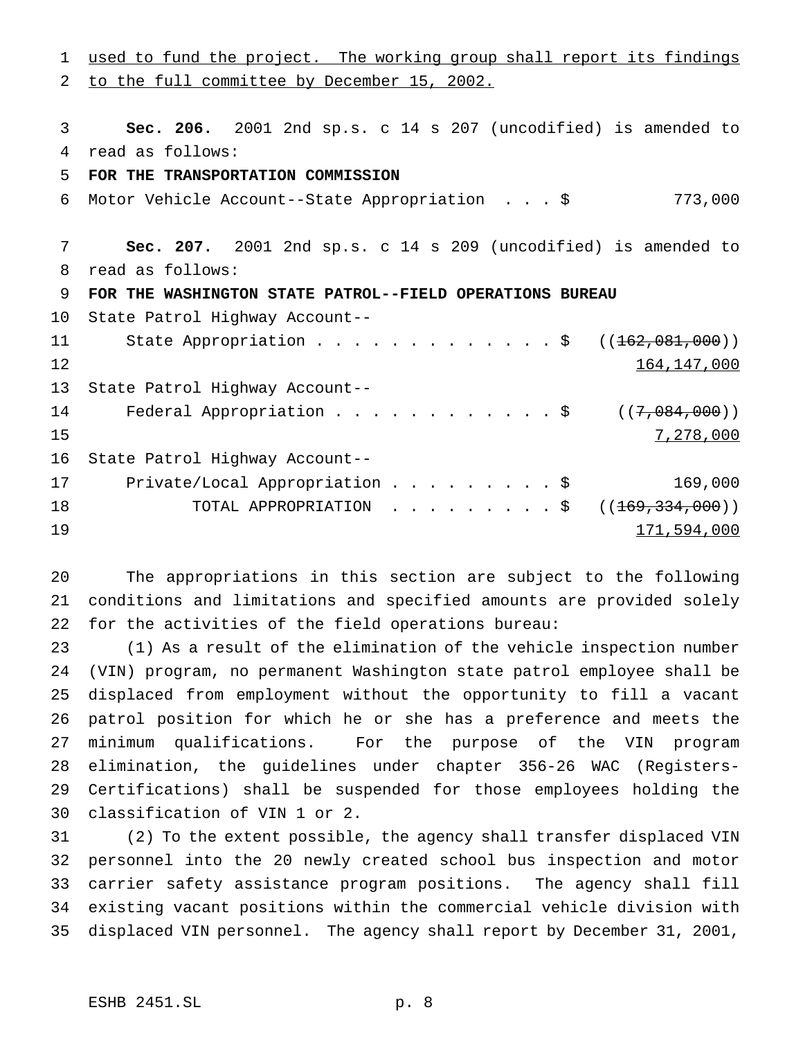used to fund the project. The working group shall report its findings to the full committee by December 15, 2002.

**Sec. 206.** 2001 2nd sp.s. c 14 s 207 (uncodified) is amended to read as follows:

**FOR THE TRANSPORTATION COMMISSION**

Motor Vehicle Account--State Appropriation . . . $ 773,000

**Sec. 207.** 2001 2nd sp.s. c 14 s 209 (uncodified) is amended to read as follows:

**FOR THE WASHINGTON STATE PATROL--FIELD OPERATIONS BUREAU**

State Patrol Highway Account--
State Appropriation . . . . . . . . . . . . . . $ ((~~162,081,000~~))
164,147,000

State Patrol Highway Account--
Federal Appropriation . . . . . . . . . . . . . $ ((~~7,084,000~~))
7,278,000

State Patrol Highway Account--
Private/Local Appropriation . . . . . . . . . $ 169,000

TOTAL APPROPRIATION . . . . . . . . . . $ ((~~169,334,000~~))
171,594,000

The appropriations in this section are subject to the following conditions and limitations and specified amounts are provided solely for the activities of the field operations bureau:

(1) As a result of the elimination of the vehicle inspection number (VIN) program, no permanent Washington state patrol employee shall be displaced from employment without the opportunity to fill a vacant patrol position for which he or she has a preference and meets the minimum qualifications. For the purpose of the VIN program elimination, the guidelines under chapter 356-26 WAC (Registers-Certifications) shall be suspended for those employees holding the classification of VIN 1 or 2.

(2) To the extent possible, the agency shall transfer displaced VIN personnel into the 20 newly created school bus inspection and motor carrier safety assistance program positions. The agency shall fill existing vacant positions within the commercial vehicle division with displaced VIN personnel. The agency shall report by December 31, 2001,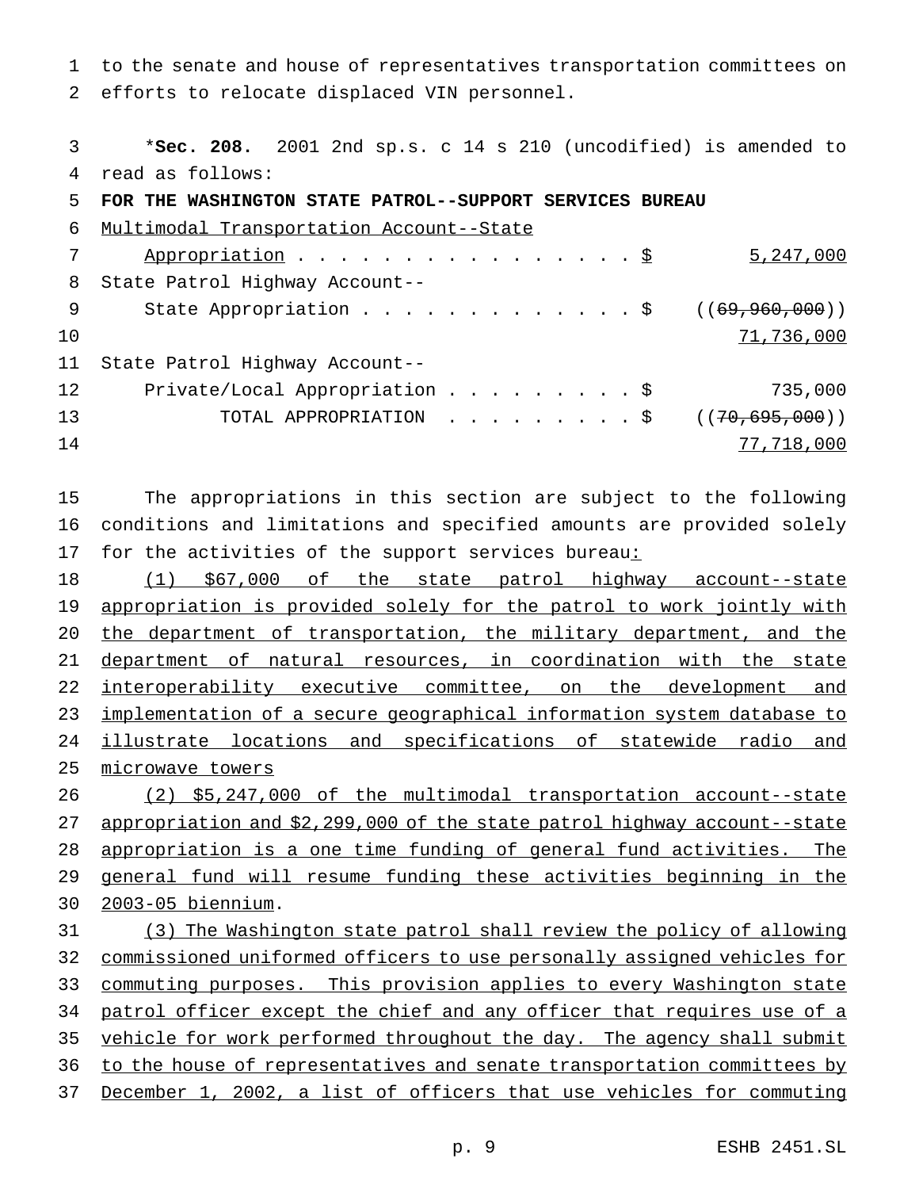to the senate and house of representatives transportation committees on efforts to relocate displaced VIN personnel.

*__Sec. 208.__ 2001 2nd sp.s. c 14 s 210 (uncodified) is amended to read as follows:

**FOR THE WASHINGTON STATE PATROL--SUPPORT SERVICES BUREAU**

| | |
|---|---|
| Multimodal Transportation Account--State Appropriation . . . . . . . . . . . . . . . . . $ | 5,247,000 |
| State Patrol Highway Account--State Appropriation . . . . . . . . . . . . . $ | ((~~69,960,000~~)) 71,736,000 |
| State Patrol Highway Account--Private/Local Appropriation . . . . . . . . . $ | 735,000 |
| TOTAL APPROPRIATION . . . . . . . . . $ | ((~~70,695,000~~)) 77,718,000 |

The appropriations in this section are subject to the following conditions and limitations and specified amounts are provided solely for the activities of the support services bureau:

(1) $67,000 of the state patrol highway account--state appropriation is provided solely for the patrol to work jointly with the department of transportation, the military department, and the department of natural resources, in coordination with the state interoperability executive committee, on the development and implementation of a secure geographical information system database to illustrate locations and specifications of statewide radio and microwave towers

(2) $5,247,000 of the multimodal transportation account--state appropriation and $2,299,000 of the state patrol highway account--state appropriation is a one time funding of general fund activities. The general fund will resume funding these activities beginning in the 2003-05 biennium.

(3) The Washington state patrol shall review the policy of allowing commissioned uniformed officers to use personally assigned vehicles for commuting purposes. This provision applies to every Washington state patrol officer except the chief and any officer that requires use of a vehicle for work performed throughout the day. The agency shall submit to the house of representatives and senate transportation committees by December 1, 2002, a list of officers that use vehicles for commuting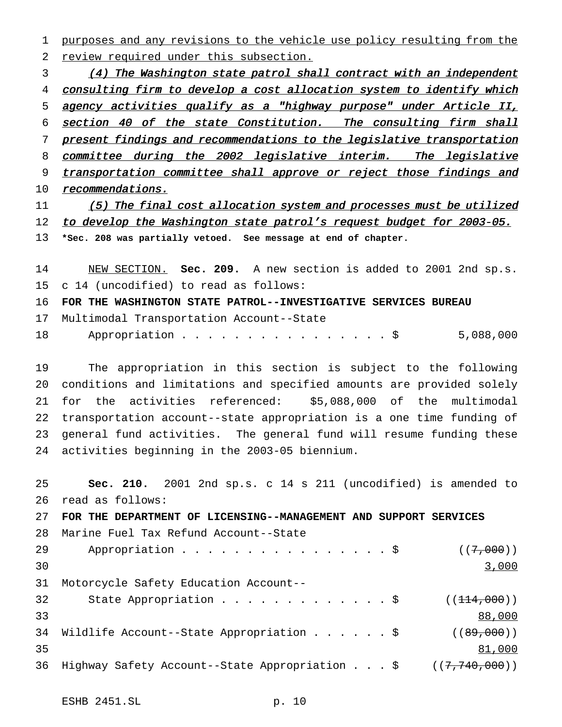purposes and any revisions to the vehicle use policy resulting from the review required under this subsection.

*(4) The Washington state patrol shall contract with an independent consulting firm to develop a cost allocation system to identify which agency activities qualify as a "highway purpose" under Article II, section 40 of the state Constitution. The consulting firm shall present findings and recommendations to the legislative transportation committee during the 2002 legislative interim. The legislative transportation committee shall approve or reject those findings and recommendations.*

*(5) The final cost allocation system and processes must be utilized to develop the Washington state patrol's request budget for 2003-05.*

**\*Sec. 208 was partially vetoed. See message at end of chapter.**

NEW SECTION. **Sec. 209.** A new section is added to 2001 2nd sp.s. c 14 (uncodified) to read as follows:

**FOR THE WASHINGTON STATE PATROL--INVESTIGATIVE SERVICES BUREAU**

Multimodal Transportation Account--State Appropriation . . . . . . . . . . . . . . . . . $ 5,088,000

The appropriation in this section is subject to the following conditions and limitations and specified amounts are provided solely for the activities referenced: $5,088,000 of the multimodal transportation account--state appropriation is a one time funding of general fund activities. The general fund will resume funding these activities beginning in the 2003-05 biennium.

**Sec. 210.** 2001 2nd sp.s. c 14 s 211 (uncodified) is amended to read as follows:

**FOR THE DEPARTMENT OF LICENSING--MANAGEMENT AND SUPPORT SERVICES**

Marine Fuel Tax Refund Account--State Appropriation . . . . . . . . . . . . . . . . . $ ((~~7,000~~)) 3,000

Motorcycle Safety Education Account--State Appropriation . . . . . . . . . . . . . $ ((~~114,000~~)) 88,000

Wildlife Account--State Appropriation . . . . . . $ ((~~89,000~~)) 81,000

Highway Safety Account--State Appropriation . . . $ ((~~7,740,000~~))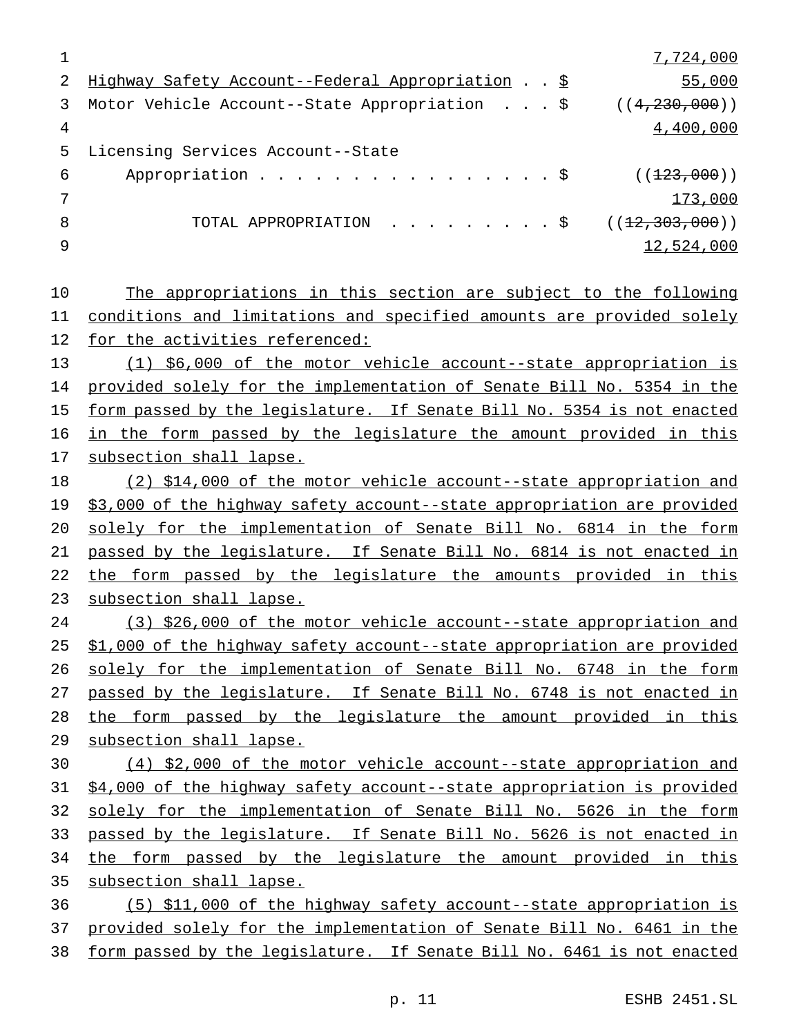7,724,000

Highway Safety Account--Federal Appropriation . . $ 55,000

Motor Vehicle Account--State Appropriation . . . $ ((4,230,000))
4,400,000

Licensing Services Account--State
Appropriation . . . . . . . . . . . . . . . . . $ ((123,000))
173,000

TOTAL APPROPRIATION . . . . . . . . . $ ((12,303,000))
12,524,000

The appropriations in this section are subject to the following conditions and limitations and specified amounts are provided solely for the activities referenced:

(1) $6,000 of the motor vehicle account--state appropriation is provided solely for the implementation of Senate Bill No. 5354 in the form passed by the legislature. If Senate Bill No. 5354 is not enacted in the form passed by the legislature the amount provided in this subsection shall lapse.

(2) $14,000 of the motor vehicle account--state appropriation and $3,000 of the highway safety account--state appropriation are provided solely for the implementation of Senate Bill No. 6814 in the form passed by the legislature. If Senate Bill No. 6814 is not enacted in the form passed by the legislature the amounts provided in this subsection shall lapse.

(3) $26,000 of the motor vehicle account--state appropriation and $1,000 of the highway safety account--state appropriation are provided solely for the implementation of Senate Bill No. 6748 in the form passed by the legislature. If Senate Bill No. 6748 is not enacted in the form passed by the legislature the amount provided in this subsection shall lapse.

(4) $2,000 of the motor vehicle account--state appropriation and $4,000 of the highway safety account--state appropriation is provided solely for the implementation of Senate Bill No. 5626 in the form passed by the legislature. If Senate Bill No. 5626 is not enacted in the form passed by the legislature the amount provided in this subsection shall lapse.

(5) $11,000 of the highway safety account--state appropriation is provided solely for the implementation of Senate Bill No. 6461 in the form passed by the legislature. If Senate Bill No. 6461 is not enacted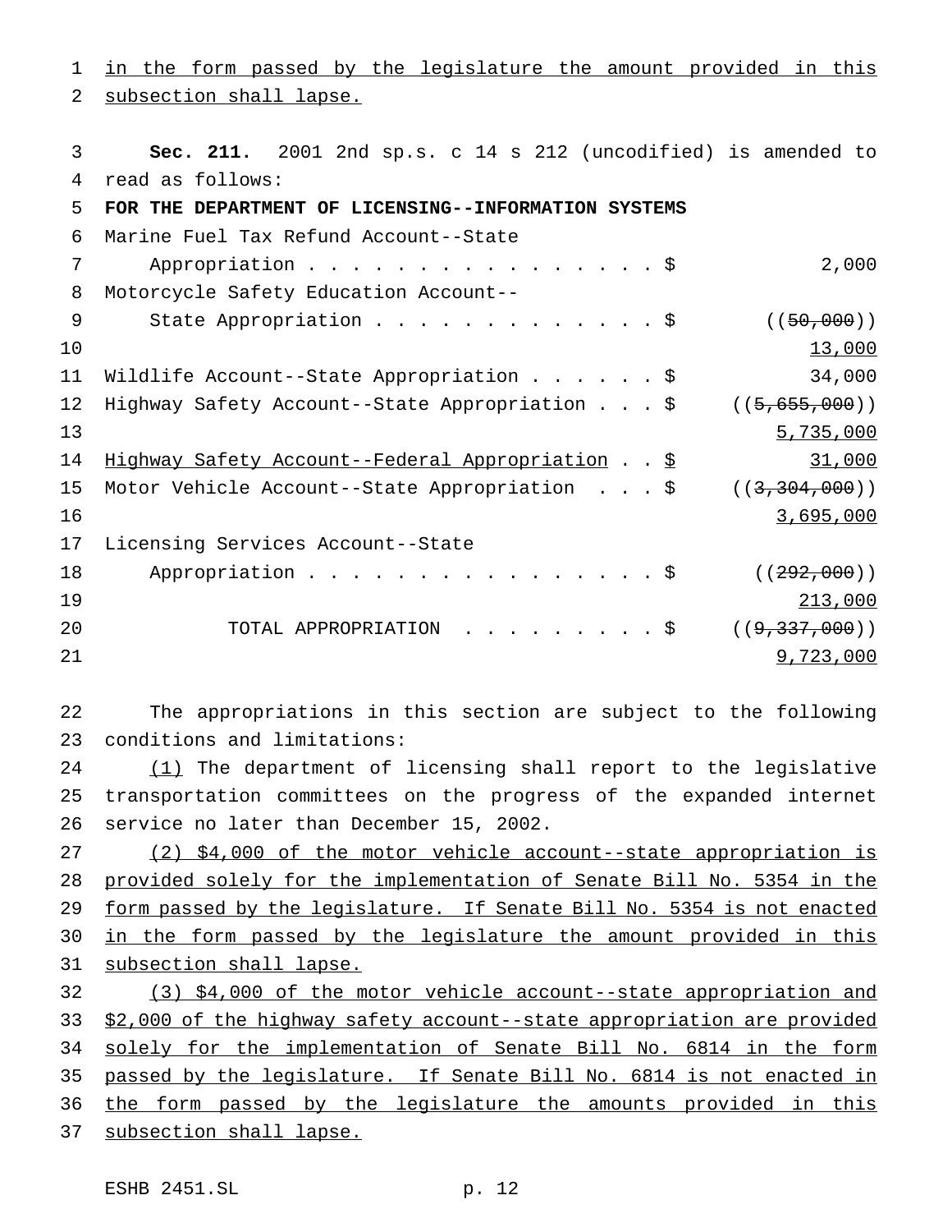in the form passed by the legislature the amount provided in this subsection shall lapse.

**Sec. 211.** 2001 2nd sp.s. c 14 s 212 (uncodified) is amended to read as follows:

**FOR THE DEPARTMENT OF LICENSING--INFORMATION SYSTEMS**

| | |
|---|---|
| Marine Fuel Tax Refund Account--State Appropriation . . . . . . . . . . . . . . . . . $ | 2,000 |
| Motorcycle Safety Education Account--State Appropriation . . . . . . . . . . . . . $ | ((~~50,000~~)) 13,000 |
| Wildlife Account--State Appropriation . . . . . . $ | 34,000 |
| Highway Safety Account--State Appropriation . . . $ | ((~~5,655,000~~)) 5,735,000 |
| Highway Safety Account--Federal Appropriation . . $ | 31,000 |
| Motor Vehicle Account--State Appropriation . . . $ | ((~~3,304,000~~)) 3,695,000 |
| Licensing Services Account--State Appropriation . . . . . . . . . . . . . . . . . $ | ((~~292,000~~)) 213,000 |
| TOTAL APPROPRIATION . . . . . . . . . $ | ((~~9,337,000~~)) 9,723,000 |

The appropriations in this section are subject to the following conditions and limitations:

(1) The department of licensing shall report to the legislative transportation committees on the progress of the expanded internet service no later than December 15, 2002.

(2) $4,000 of the motor vehicle account--state appropriation is provided solely for the implementation of Senate Bill No. 5354 in the form passed by the legislature. If Senate Bill No. 5354 is not enacted in the form passed by the legislature the amount provided in this subsection shall lapse.

(3) $4,000 of the motor vehicle account--state appropriation and $2,000 of the highway safety account--state appropriation are provided solely for the implementation of Senate Bill No. 6814 in the form passed by the legislature. If Senate Bill No. 6814 is not enacted in the form passed by the legislature the amounts provided in this subsection shall lapse.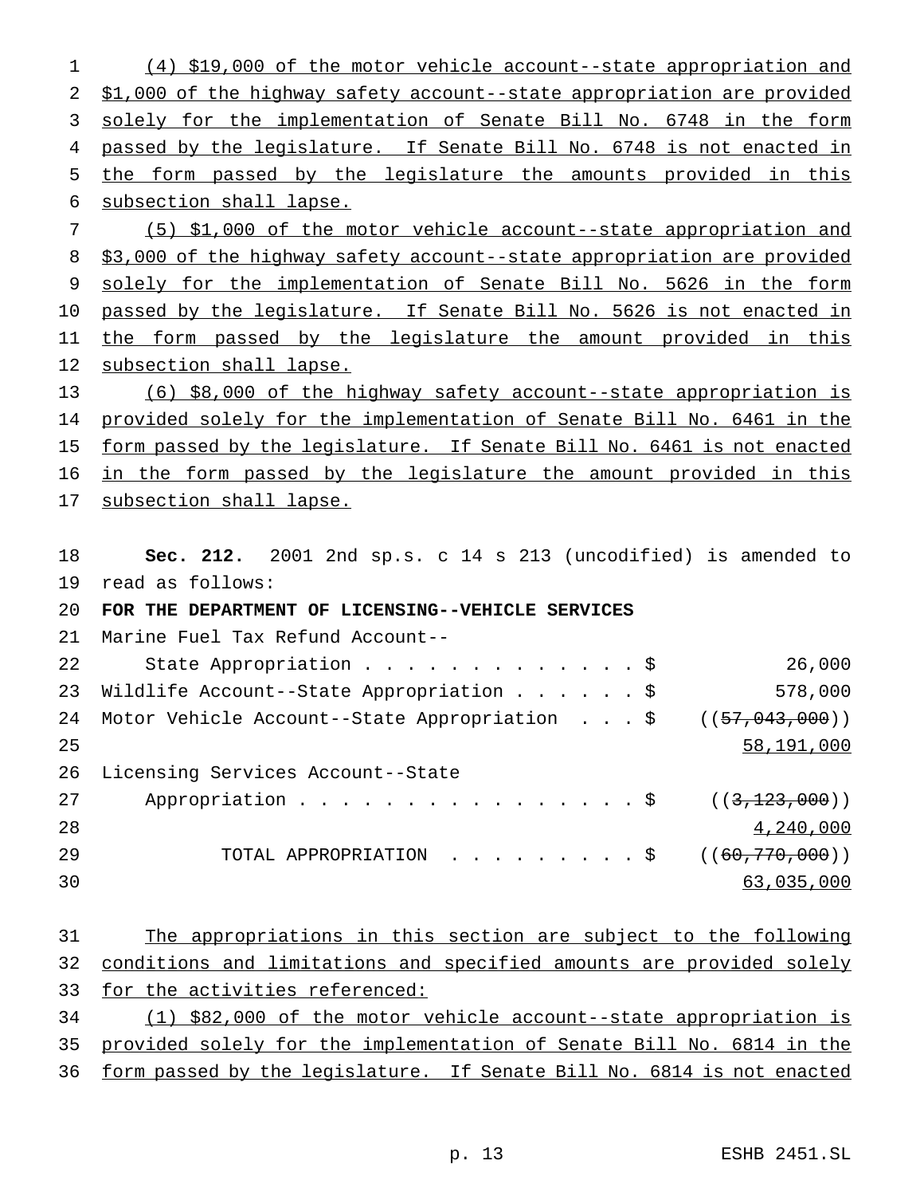(4) $19,000 of the motor vehicle account--state appropriation and $1,000 of the highway safety account--state appropriation are provided solely for the implementation of Senate Bill No. 6748 in the form passed by the legislature. If Senate Bill No. 6748 is not enacted in the form passed by the legislature the amounts provided in this subsection shall lapse.

(5) $1,000 of the motor vehicle account--state appropriation and $3,000 of the highway safety account--state appropriation are provided solely for the implementation of Senate Bill No. 5626 in the form passed by the legislature. If Senate Bill No. 5626 is not enacted in the form passed by the legislature the amount provided in this subsection shall lapse.

(6) $8,000 of the highway safety account--state appropriation is provided solely for the implementation of Senate Bill No. 6461 in the form passed by the legislature. If Senate Bill No. 6461 is not enacted in the form passed by the legislature the amount provided in this subsection shall lapse.

**Sec. 212.** 2001 2nd sp.s. c 14 s 213 (uncodified) is amended to read as follows:

**FOR THE DEPARTMENT OF LICENSING--VEHICLE SERVICES**

| | |
|---|---|
| Marine Fuel Tax Refund Account--State Appropriation . . . . . . . . . . . . . . $ | 26,000 |
| Wildlife Account--State Appropriation . . . . . . $ | 578,000 |
| Motor Vehicle Account--State Appropriation . . . $ | ((~~57,043,000~~)) 58,191,000 |
| Licensing Services Account--State Appropriation . . . . . . . . . . . . . . . . . $ | ((~~3,123,000~~)) 4,240,000 |
| TOTAL APPROPRIATION . . . . . . . . . $ | ((~~60,770,000~~)) 63,035,000 |

The appropriations in this section are subject to the following conditions and limitations and specified amounts are provided solely for the activities referenced:

(1) $82,000 of the motor vehicle account--state appropriation is provided solely for the implementation of Senate Bill No. 6814 in the form passed by the legislature. If Senate Bill No. 6814 is not enacted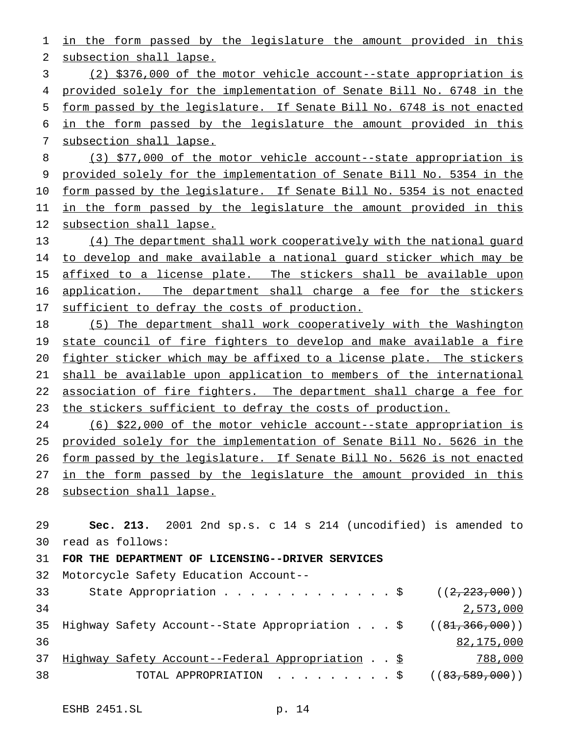in the form passed by the legislature the amount provided in this subsection shall lapse.

(2) $376,000 of the motor vehicle account--state appropriation is provided solely for the implementation of Senate Bill No. 6748 in the form passed by the legislature. If Senate Bill No. 6748 is not enacted in the form passed by the legislature the amount provided in this subsection shall lapse.

(3) $77,000 of the motor vehicle account--state appropriation is provided solely for the implementation of Senate Bill No. 5354 in the form passed by the legislature. If Senate Bill No. 5354 is not enacted in the form passed by the legislature the amount provided in this subsection shall lapse.

(4) The department shall work cooperatively with the national guard to develop and make available a national guard sticker which may be affixed to a license plate. The stickers shall be available upon application. The department shall charge a fee for the stickers sufficient to defray the costs of production.

(5) The department shall work cooperatively with the Washington state council of fire fighters to develop and make available a fire fighter sticker which may be affixed to a license plate. The stickers shall be available upon application to members of the international association of fire fighters. The department shall charge a fee for the stickers sufficient to defray the costs of production.

(6) $22,000 of the motor vehicle account--state appropriation is provided solely for the implementation of Senate Bill No. 5626 in the form passed by the legislature. If Senate Bill No. 5626 is not enacted in the form passed by the legislature the amount provided in this subsection shall lapse.

**Sec. 213.** 2001 2nd sp.s. c 14 s 214 (uncodified) is amended to read as follows:

**FOR THE DEPARTMENT OF LICENSING--DRIVER SERVICES**

| | |
|---|---|
| Motorcycle Safety Education Account-- | |
| State Appropriation . . . . . . . . . . . . . $ | ((~~2,223,000~~)) |
| | 2,573,000 |
| Highway Safety Account--State Appropriation . . . $ | ((~~81,366,000~~)) |
| | 82,175,000 |
| Highway Safety Account--Federal Appropriation . . $ | 788,000 |
| TOTAL APPROPRIATION . . . . . . . . . $ | ((~~83,589,000~~)) |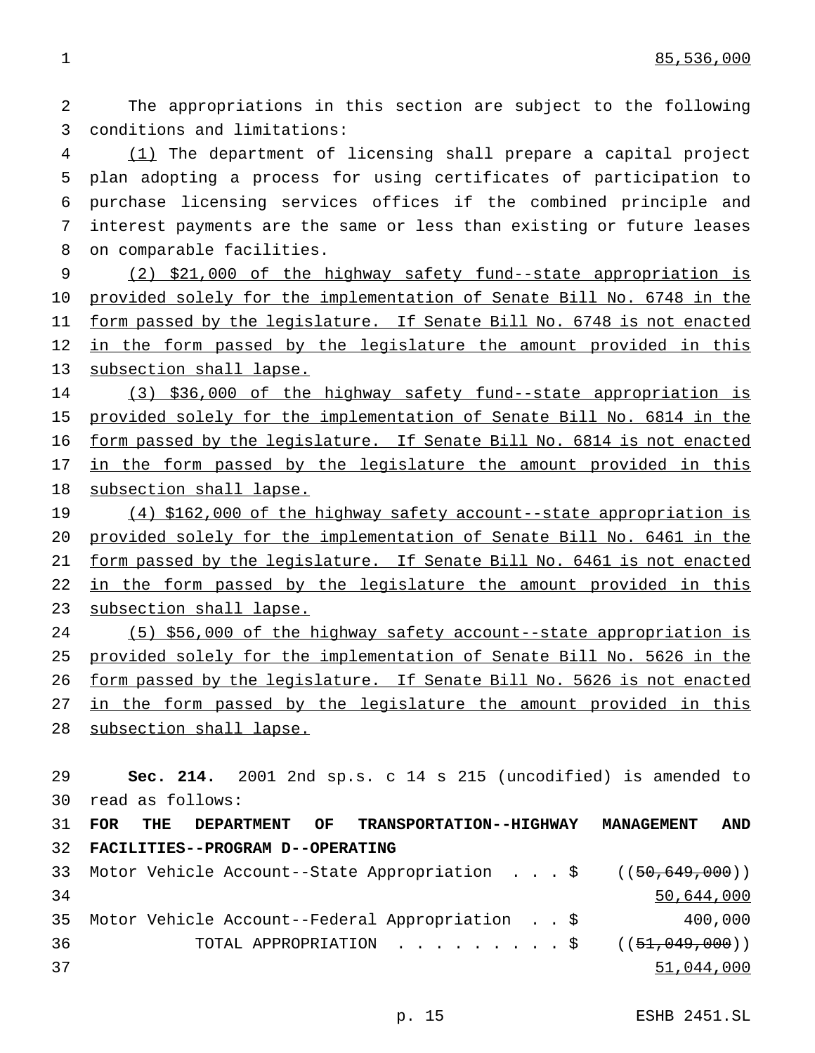85,536,000

The appropriations in this section are subject to the following conditions and limitations:

(1) The department of licensing shall prepare a capital project plan adopting a process for using certificates of participation to purchase licensing services offices if the combined principle and interest payments are the same or less than existing or future leases on comparable facilities.

(2) $21,000 of the highway safety fund--state appropriation is provided solely for the implementation of Senate Bill No. 6748 in the form passed by the legislature. If Senate Bill No. 6748 is not enacted in the form passed by the legislature the amount provided in this subsection shall lapse.

(3) $36,000 of the highway safety fund--state appropriation is provided solely for the implementation of Senate Bill No. 6814 in the form passed by the legislature. If Senate Bill No. 6814 is not enacted in the form passed by the legislature the amount provided in this subsection shall lapse.

(4) $162,000 of the highway safety account--state appropriation is provided solely for the implementation of Senate Bill No. 6461 in the form passed by the legislature. If Senate Bill No. 6461 is not enacted in the form passed by the legislature the amount provided in this subsection shall lapse.

(5) $56,000 of the highway safety account--state appropriation is provided solely for the implementation of Senate Bill No. 5626 in the form passed by the legislature. If Senate Bill No. 5626 is not enacted in the form passed by the legislature the amount provided in this subsection shall lapse.

**Sec. 214.** 2001 2nd sp.s. c 14 s 215 (uncodified) is amended to read as follows:

**FOR THE DEPARTMENT OF TRANSPORTATION--HIGHWAY MANAGEMENT AND FACILITIES--PROGRAM D--OPERATING**

Motor Vehicle Account--State Appropriation . . . $ ((~~50,649,000~~))
50,644,000

Motor Vehicle Account--Federal Appropriation . . $ 400,000

TOTAL APPROPRIATION . . . . . . . . . $ ((~~51,049,000~~))
51,044,000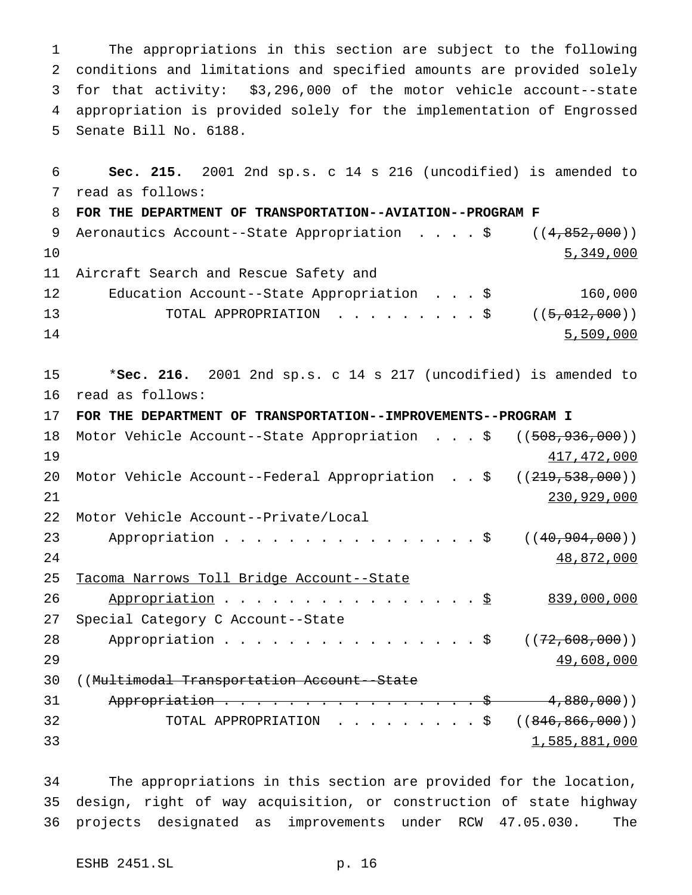The appropriations in this section are subject to the following conditions and limitations and specified amounts are provided solely for that activity: $3,296,000 of the motor vehicle account--state appropriation is provided solely for the implementation of Engrossed Senate Bill No. 6188.

**Sec. 215.** 2001 2nd sp.s. c 14 s 216 (uncodified) is amended to read as follows:

**FOR THE DEPARTMENT OF TRANSPORTATION--AVIATION--PROGRAM F**

| | |
|---|---|
| Aeronautics Account--State Appropriation . . . . $ | ((~~4,852,000~~)) <u>5,349,000</u> |
| Aircraft Search and Rescue Safety and Education Account--State Appropriation . . . $ | 160,000 |
| TOTAL APPROPRIATION . . . . . . . . . $ | ((~~5,012,000~~)) <u>5,509,000</u> |

*__Sec. 216.__ 2001 2nd sp.s. c 14 s 217 (uncodified) is amended to read as follows:

**FOR THE DEPARTMENT OF TRANSPORTATION--IMPROVEMENTS--PROGRAM I**

| | |
|---|---|
| Motor Vehicle Account--State Appropriation . . . $ | ((~~508,936,000~~)) <u>417,472,000</u> |
| Motor Vehicle Account--Federal Appropriation . . $ | ((~~219,538,000~~)) <u>230,929,000</u> |
| Motor Vehicle Account--Private/Local Appropriation . . . . . . . . . . . . . . . . $ | ((~~40,904,000~~)) <u>48,872,000</u> |
| <u>Tacoma Narrows Toll Bridge Account--State Appropriation . . . . . . . . . . . . . . . . $</u> | <u>839,000,000</u> |
| Special Category C Account--State Appropriation . . . . . . . . . . . . . . . . $ | ((~~72,608,000~~)) <u>49,608,000</u> |
| ((~~Multimodal Transportation Account--State Appropriation . . . . . . . . . . . . . . . . $~~ | ~~4,880,000~~)) |
| TOTAL APPROPRIATION . . . . . . . . . $ | ((~~846,866,000~~)) <u>1,585,881,000</u> |

The appropriations in this section are provided for the location, design, right of way acquisition, or construction of state highway projects designated as improvements under RCW 47.05.030. The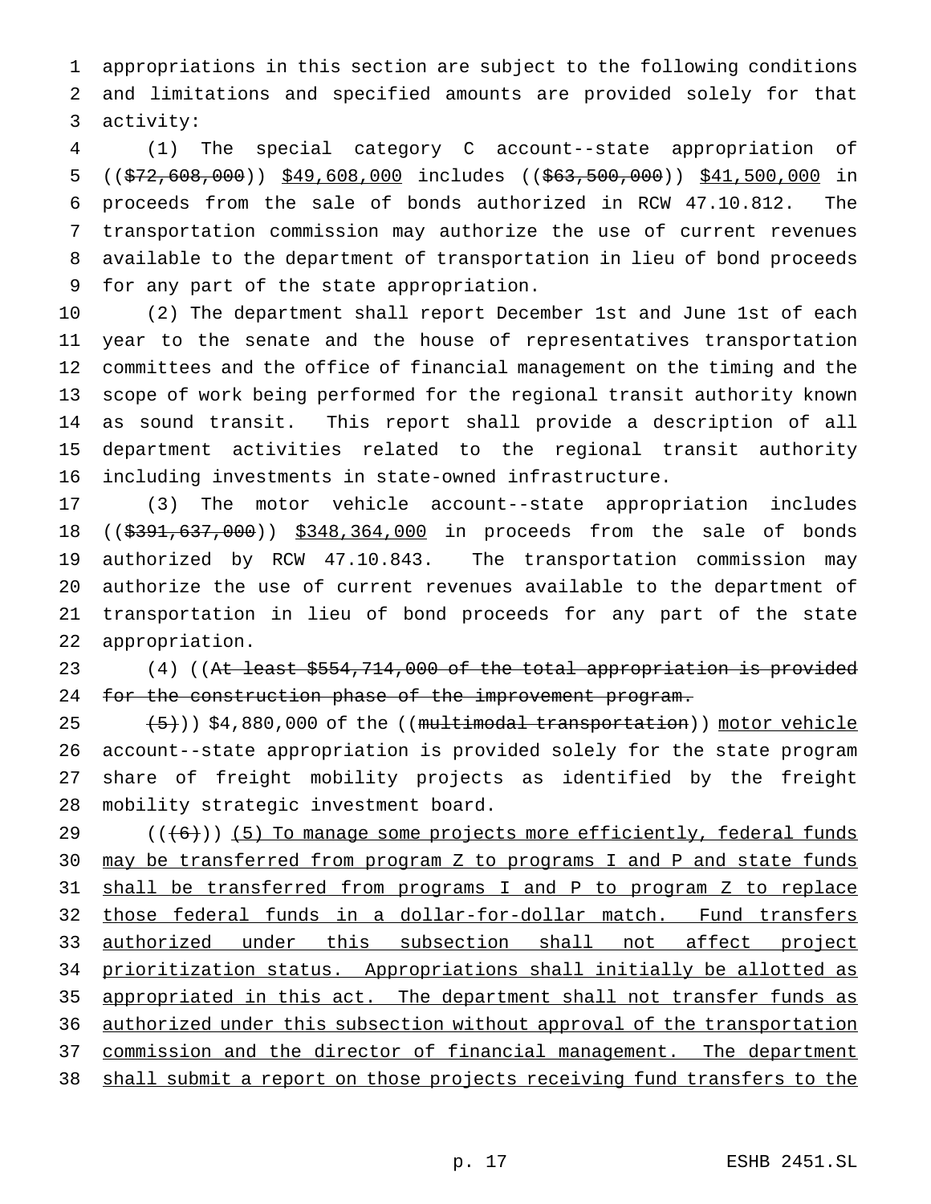appropriations in this section are subject to the following conditions and limitations and specified amounts are provided solely for that activity:

(1) The special category C account--state appropriation of (($72,608,000)) $49,608,000 includes (($63,500,000)) $41,500,000 in proceeds from the sale of bonds authorized in RCW 47.10.812. The transportation commission may authorize the use of current revenues available to the department of transportation in lieu of bond proceeds for any part of the state appropriation.

(2) The department shall report December 1st and June 1st of each year to the senate and the house of representatives transportation committees and the office of financial management on the timing and the scope of work being performed for the regional transit authority known as sound transit. This report shall provide a description of all department activities related to the regional transit authority including investments in state-owned infrastructure.

(3) The motor vehicle account--state appropriation includes (($391,637,000)) $348,364,000 in proceeds from the sale of bonds authorized by RCW 47.10.843. The transportation commission may authorize the use of current revenues available to the department of transportation in lieu of bond proceeds for any part of the state appropriation.

(4) ((At least $554,714,000 of the total appropriation is provided for the construction phase of the improvement program.

(5))) $4,880,000 of the ((multimodal transportation)) motor vehicle account--state appropriation is provided solely for the state program share of freight mobility projects as identified by the freight mobility strategic investment board.

(((6))) (5) To manage some projects more efficiently, federal funds may be transferred from program Z to programs I and P and state funds shall be transferred from programs I and P to program Z to replace those federal funds in a dollar-for-dollar match. Fund transfers authorized under this subsection shall not affect project prioritization status. Appropriations shall initially be allotted as appropriated in this act. The department shall not transfer funds as authorized under this subsection without approval of the transportation commission and the director of financial management. The department shall submit a report on those projects receiving fund transfers to the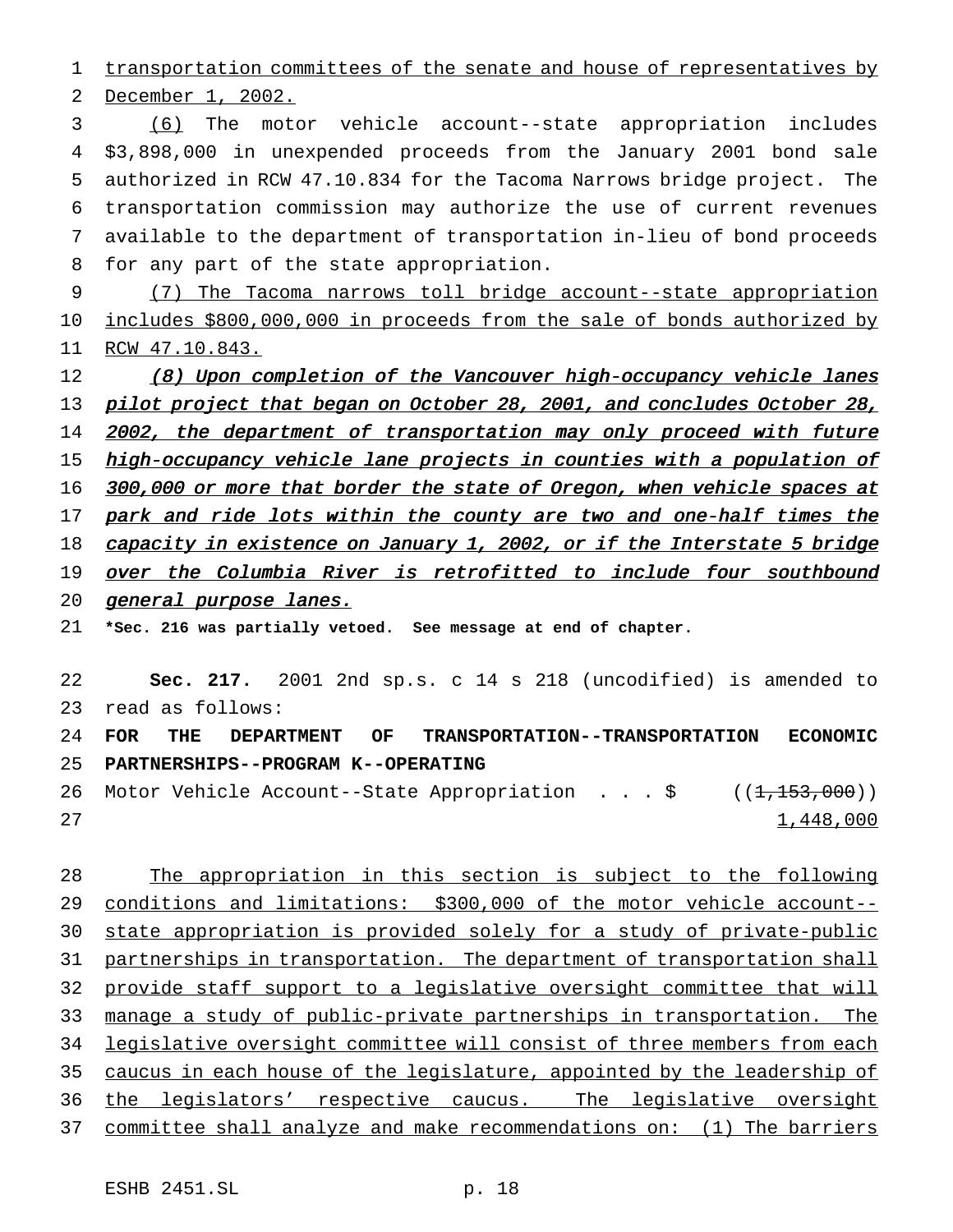transportation committees of the senate and house of representatives by December 1, 2002.

(6) The motor vehicle account--state appropriation includes $3,898,000 in unexpended proceeds from the January 2001 bond sale authorized in RCW 47.10.834 for the Tacoma Narrows bridge project. The transportation commission may authorize the use of current revenues available to the department of transportation in-lieu of bond proceeds for any part of the state appropriation.

(7) The Tacoma narrows toll bridge account--state appropriation includes $800,000,000 in proceeds from the sale of bonds authorized by RCW 47.10.843.

*(8) Upon completion of the Vancouver high-occupancy vehicle lanes pilot project that began on October 28, 2001, and concludes October 28, 2002, the department of transportation may only proceed with future high-occupancy vehicle lane projects in counties with a population of 300,000 or more that border the state of Oregon, when vehicle spaces at park and ride lots within the county are two and one-half times the capacity in existence on January 1, 2002, or if the Interstate 5 bridge over the Columbia River is retrofitted to include four southbound general purpose lanes.*

**\*Sec. 216 was partially vetoed. See message at end of chapter.**

**Sec. 217.** 2001 2nd sp.s. c 14 s 218 (uncodified) is amended to read as follows:

**FOR THE DEPARTMENT OF TRANSPORTATION--TRANSPORTATION ECONOMIC PARTNERSHIPS--PROGRAM K--OPERATING**

Motor Vehicle Account--State Appropriation . . . $ ((~~1,153,000~~)) 1,448,000

The appropriation in this section is subject to the following conditions and limitations: $300,000 of the motor vehicle account--state appropriation is provided solely for a study of private-public partnerships in transportation. The department of transportation shall provide staff support to a legislative oversight committee that will manage a study of public-private partnerships in transportation. The legislative oversight committee will consist of three members from each caucus in each house of the legislature, appointed by the leadership of the legislators' respective caucus. The legislative oversight committee shall analyze and make recommendations on: (1) The barriers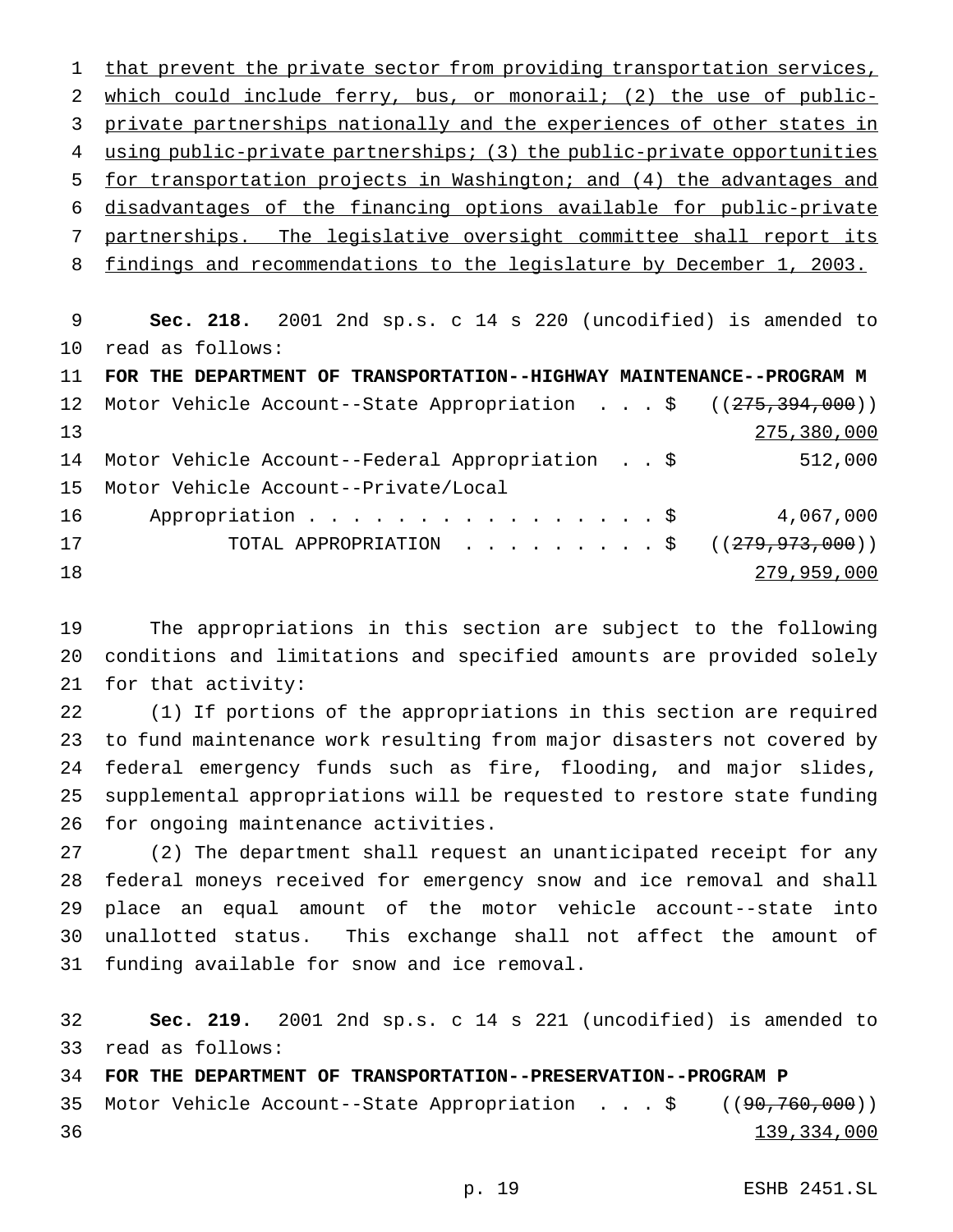that prevent the private sector from providing transportation services, which could include ferry, bus, or monorail; (2) the use of public-private partnerships nationally and the experiences of other states in using public-private partnerships; (3) the public-private opportunities for transportation projects in Washington; and (4) the advantages and disadvantages of the financing options available for public-private partnerships. The legislative oversight committee shall report its findings and recommendations to the legislature by December 1, 2003.

**Sec. 218.** 2001 2nd sp.s. c 14 s 220 (uncodified) is amended to read as follows:

**FOR THE DEPARTMENT OF TRANSPORTATION--HIGHWAY MAINTENANCE--PROGRAM M**

| | |
|---|---|
| Motor Vehicle Account--State Appropriation . . . $ | ((~~275,394,000~~)) 275,380,000 |
| Motor Vehicle Account--Federal Appropriation . . $ | 512,000 |
| Motor Vehicle Account--Private/Local Appropriation . . . . . . . . . . . . . . . . $ | 4,067,000 |
| TOTAL APPROPRIATION . . . . . . . . . $ | ((~~279,973,000~~)) 279,959,000 |

The appropriations in this section are subject to the following conditions and limitations and specified amounts are provided solely for that activity:

(1) If portions of the appropriations in this section are required to fund maintenance work resulting from major disasters not covered by federal emergency funds such as fire, flooding, and major slides, supplemental appropriations will be requested to restore state funding for ongoing maintenance activities.

(2) The department shall request an unanticipated receipt for any federal moneys received for emergency snow and ice removal and shall place an equal amount of the motor vehicle account--state into unallotted status. This exchange shall not affect the amount of funding available for snow and ice removal.

**Sec. 219.** 2001 2nd sp.s. c 14 s 221 (uncodified) is amended to read as follows:

**FOR THE DEPARTMENT OF TRANSPORTATION--PRESERVATION--PROGRAM P**

| | |
|---|---|
| Motor Vehicle Account--State Appropriation . . . $ | ((~~90,760,000~~)) 139,334,000 |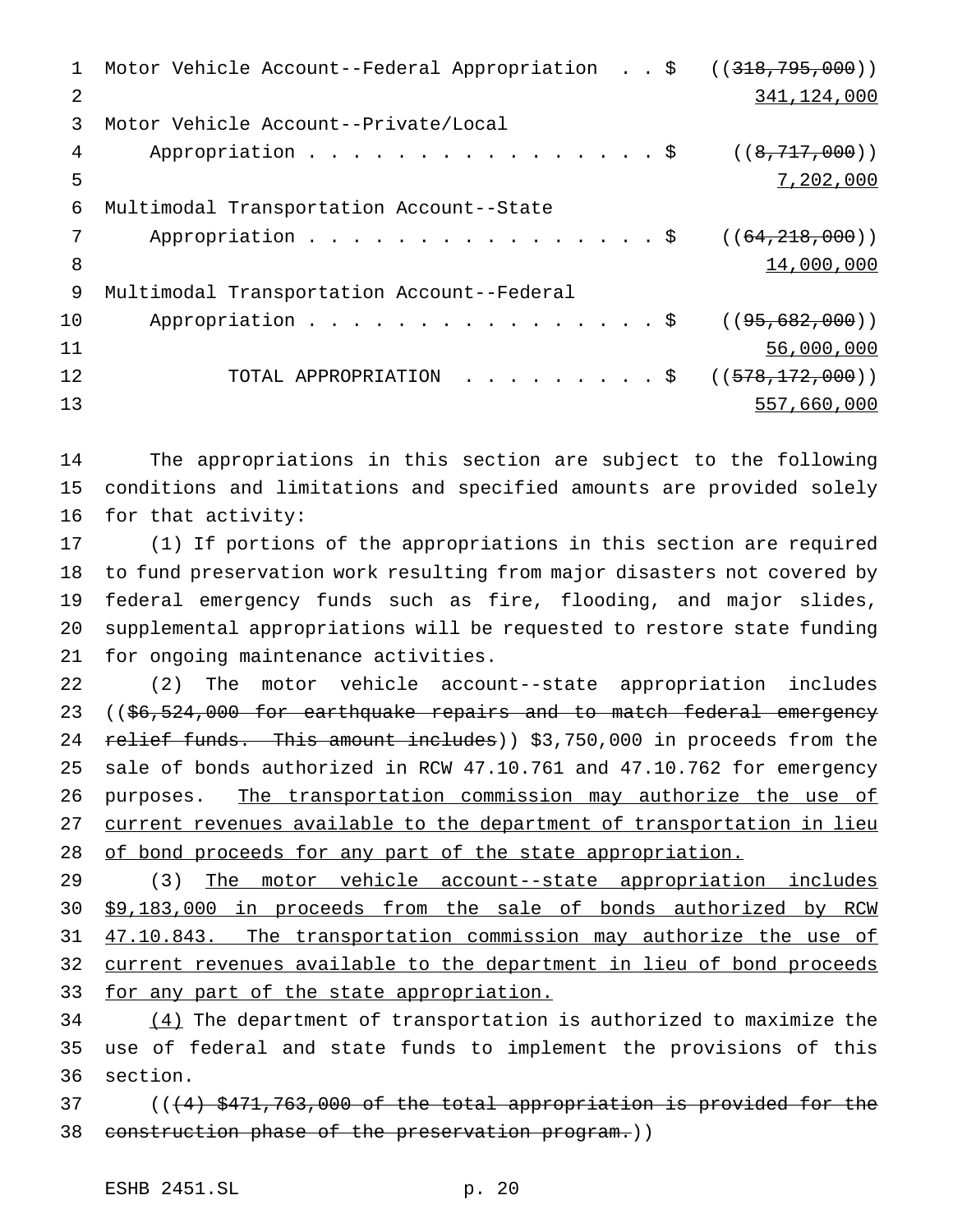Motor Vehicle Account--Federal Appropriation . . $ ((~~318,795,000~~))
<u>341,124,000</u>

Motor Vehicle Account--Private/Local
Appropriation . . . . . . . . . . . . . . . . . $ ((~~8,717,000~~))
<u>7,202,000</u>

Multimodal Transportation Account--State
Appropriation . . . . . . . . . . . . . . . . . $ ((~~64,218,000~~))
<u>14,000,000</u>

Multimodal Transportation Account--Federal
Appropriation . . . . . . . . . . . . . . . . . $ ((~~95,682,000~~))
<u>56,000,000</u>

TOTAL APPROPRIATION . . . . . . . . . $ ((~~578,172,000~~))
<u>557,660,000</u>

The appropriations in this section are subject to the following conditions and limitations and specified amounts are provided solely for that activity:

(1) If portions of the appropriations in this section are required to fund preservation work resulting from major disasters not covered by federal emergency funds such as fire, flooding, and major slides, supplemental appropriations will be requested to restore state funding for ongoing maintenance activities.

(2) The motor vehicle account--state appropriation includes ((~~$6,524,000 for earthquake repairs and to match federal emergency relief funds. This amount includes~~)) $3,750,000 in proceeds from the sale of bonds authorized in RCW 47.10.761 and 47.10.762 for emergency purposes. <u>The transportation commission may authorize the use of current revenues available to the department of transportation in lieu of bond proceeds for any part of the state appropriation.</u>

(3) <u>The motor vehicle account--state appropriation includes $9,183,000 in proceeds from the sale of bonds authorized by RCW 47.10.843. The transportation commission may authorize the use of current revenues available to the department in lieu of bond proceeds for any part of the state appropriation.</u>

<u>(4)</u> The department of transportation is authorized to maximize the use of federal and state funds to implement the provisions of this section.

((~~(4) $471,763,000 of the total appropriation is provided for the construction phase of the preservation program.~~))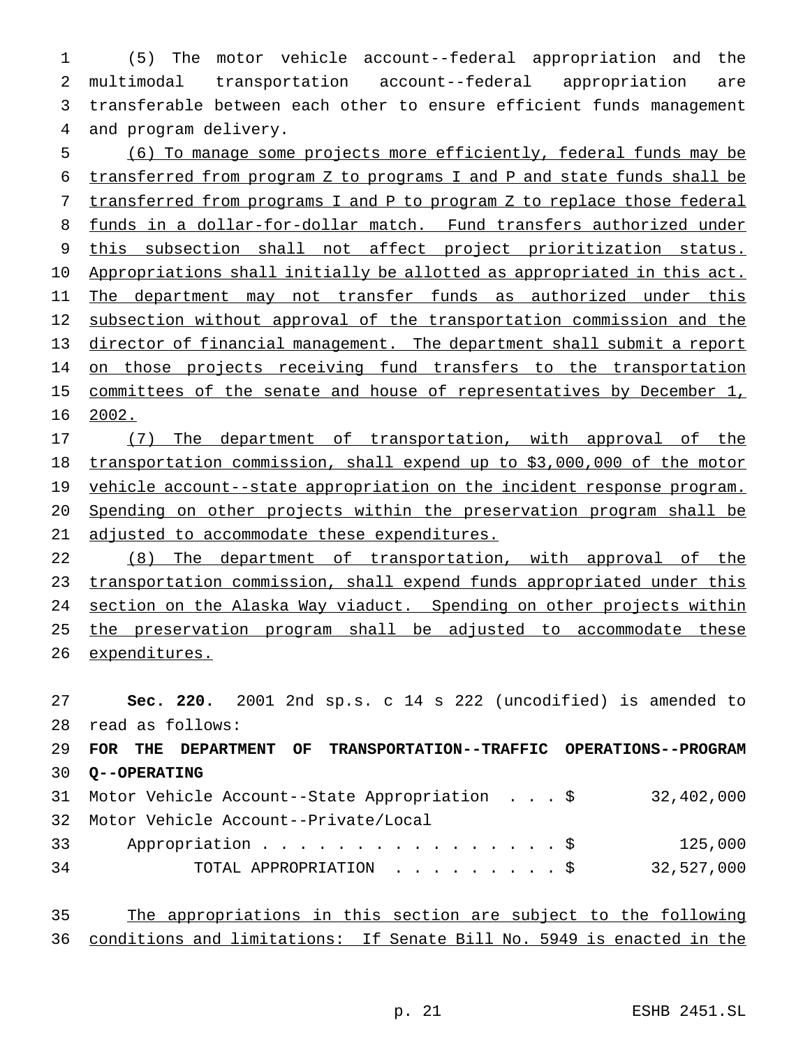(5) The motor vehicle account--federal appropriation and the multimodal transportation account--federal appropriation are transferable between each other to ensure efficient funds management and program delivery.

(6) To manage some projects more efficiently, federal funds may be transferred from program Z to programs I and P and state funds shall be transferred from programs I and P to program Z to replace those federal funds in a dollar-for-dollar match. Fund transfers authorized under this subsection shall not affect project prioritization status. Appropriations shall initially be allotted as appropriated in this act. The department may not transfer funds as authorized under this subsection without approval of the transportation commission and the director of financial management. The department shall submit a report on those projects receiving fund transfers to the transportation committees of the senate and house of representatives by December 1, 2002.

(7) The department of transportation, with approval of the transportation commission, shall expend up to $3,000,000 of the motor vehicle account--state appropriation on the incident response program. Spending on other projects within the preservation program shall be adjusted to accommodate these expenditures.

(8) The department of transportation, with approval of the transportation commission, shall expend funds appropriated under this section on the Alaska Way viaduct. Spending on other projects within the preservation program shall be adjusted to accommodate these expenditures.

**Sec. 220.** 2001 2nd sp.s. c 14 s 222 (uncodified) is amended to read as follows:

**FOR THE DEPARTMENT OF TRANSPORTATION--TRAFFIC OPERATIONS--PROGRAM Q--OPERATING**

| | |
|---|---|
| Motor Vehicle Account--State Appropriation . . . $ | 32,402,000 |
| Motor Vehicle Account--Private/Local Appropriation . . . . . . . . . . . . . . . . . $ | 125,000 |
| TOTAL APPROPRIATION . . . . . . . . . $ | 32,527,000 |

The appropriations in this section are subject to the following conditions and limitations: If Senate Bill No. 5949 is enacted in the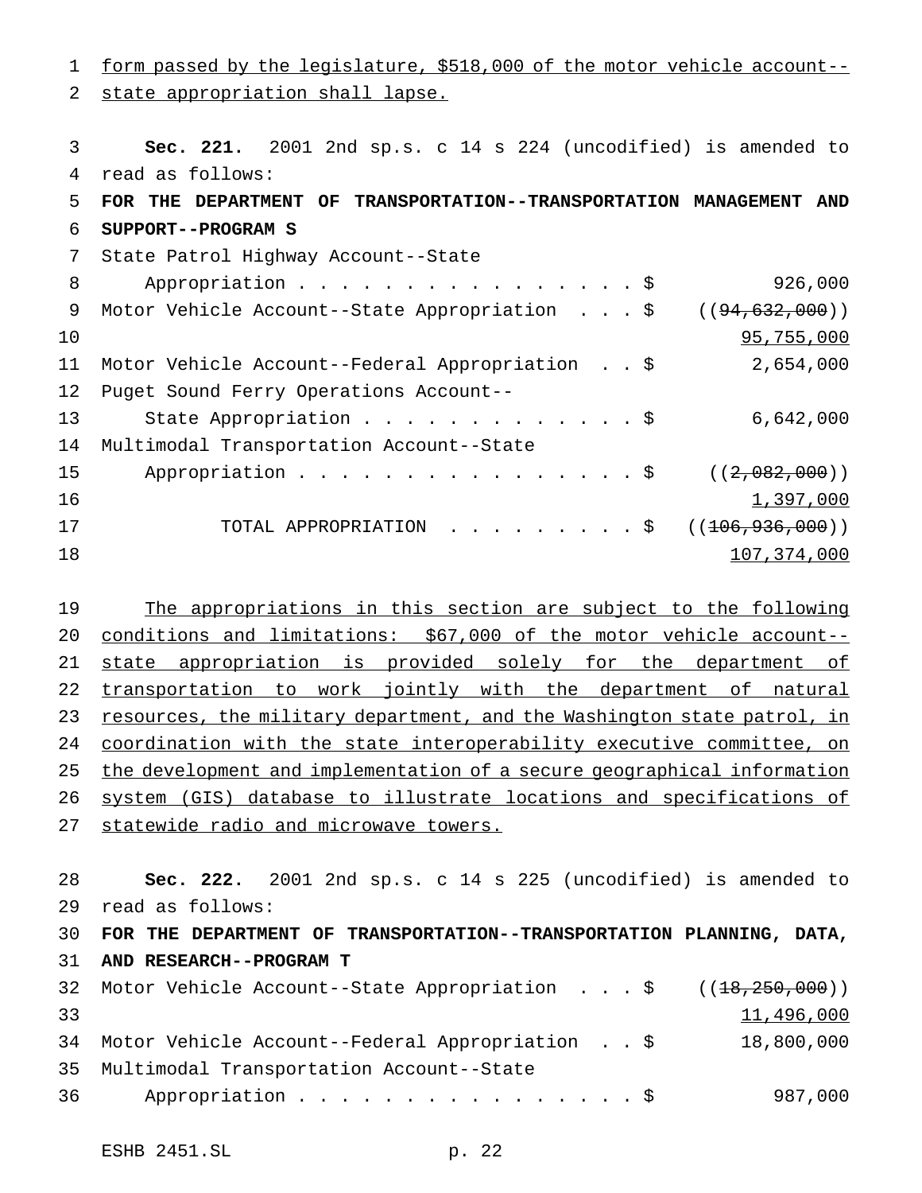form passed by the legislature, $518,000 of the motor vehicle account--state appropriation shall lapse.

**Sec. 221.** 2001 2nd sp.s. c 14 s 224 (uncodified) is amended to read as follows:

**FOR THE DEPARTMENT OF TRANSPORTATION--TRANSPORTATION MANAGEMENT AND SUPPORT--PROGRAM S**

| | |
|---|---|
| State Patrol Highway Account--State Appropriation . . . . . . . . . . . . . . . . . $ | 926,000 |
| Motor Vehicle Account--State Appropriation . . . $ | ((~~94,632,000~~)) 95,755,000 |
| Motor Vehicle Account--Federal Appropriation . . $ | 2,654,000 |
| Puget Sound Ferry Operations Account--State Appropriation . . . . . . . . . . . . . $ | 6,642,000 |
| Multimodal Transportation Account--State Appropriation . . . . . . . . . . . . . . . . . $ | ((~~2,082,000~~)) 1,397,000 |
| TOTAL APPROPRIATION . . . . . . . . . $ | ((~~106,936,000~~)) 107,374,000 |

The appropriations in this section are subject to the following conditions and limitations: $67,000 of the motor vehicle account--state appropriation is provided solely for the department of transportation to work jointly with the department of natural resources, the military department, and the Washington state patrol, in coordination with the state interoperability executive committee, on the development and implementation of a secure geographical information system (GIS) database to illustrate locations and specifications of statewide radio and microwave towers.

**Sec. 222.** 2001 2nd sp.s. c 14 s 225 (uncodified) is amended to read as follows:

**FOR THE DEPARTMENT OF TRANSPORTATION--TRANSPORTATION PLANNING, DATA, AND RESEARCH--PROGRAM T**

| | |
|---|---|
| Motor Vehicle Account--State Appropriation . . . $ | ((~~18,250,000~~)) 11,496,000 |
| Motor Vehicle Account--Federal Appropriation . . $ | 18,800,000 |
| Multimodal Transportation Account--State Appropriation . . . . . . . . . . . . . . . . . $ | 987,000 |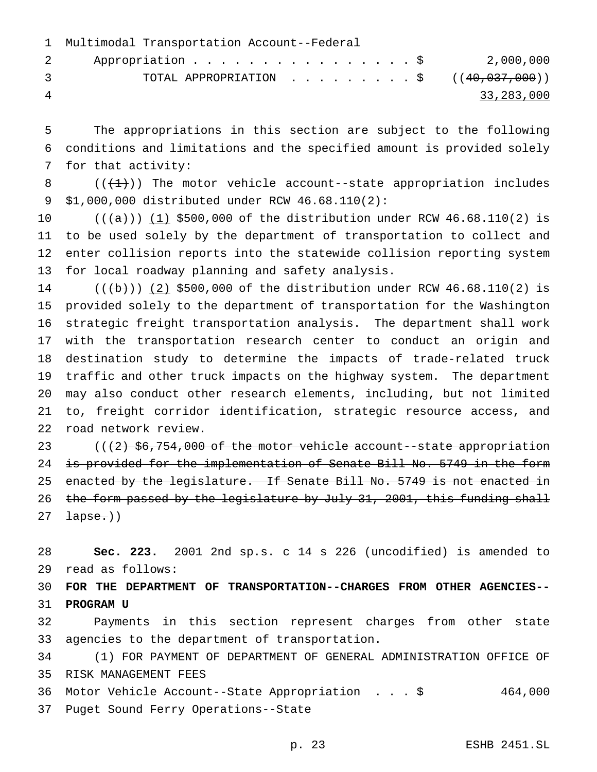Multimodal Transportation Account--Federal
Appropriation . . . . . . . . . . . . . . . . $ 2,000,000
TOTAL APPROPRIATION . . . . . . . . . $ ((~~40,037,000~~))
<u>33,283,000</u>

The appropriations in this section are subject to the following conditions and limitations and the specified amount is provided solely for that activity:

((~~(1)~~)) The motor vehicle account--state appropriation includes $1,000,000 distributed under RCW 46.68.110(2):

((~~(a)~~)) <u>(1)</u> $500,000 of the distribution under RCW 46.68.110(2) is to be used solely by the department of transportation to collect and enter collision reports into the statewide collision reporting system for local roadway planning and safety analysis.

((~~(b)~~)) <u>(2)</u> $500,000 of the distribution under RCW 46.68.110(2) is provided solely to the department of transportation for the Washington strategic freight transportation analysis. The department shall work with the transportation research center to conduct an origin and destination study to determine the impacts of trade-related truck traffic and other truck impacts on the highway system. The department may also conduct other research elements, including, but not limited to, freight corridor identification, strategic resource access, and road network review.

((~~(2) $6,754,000 of the motor vehicle account--state appropriation is provided for the implementation of Senate Bill No. 5749 in the form enacted by the legislature. If Senate Bill No. 5749 is not enacted in the form passed by the legislature by July 31, 2001, this funding shall lapse.~~))

**Sec. 223.** 2001 2nd sp.s. c 14 s 226 (uncodified) is amended to read as follows:

**FOR THE DEPARTMENT OF TRANSPORTATION--CHARGES FROM OTHER AGENCIES--PROGRAM U**

Payments in this section represent charges from other state agencies to the department of transportation.

(1) FOR PAYMENT OF DEPARTMENT OF GENERAL ADMINISTRATION OFFICE OF RISK MANAGEMENT FEES

Motor Vehicle Account--State Appropriation . . . $ 464,000
Puget Sound Ferry Operations--State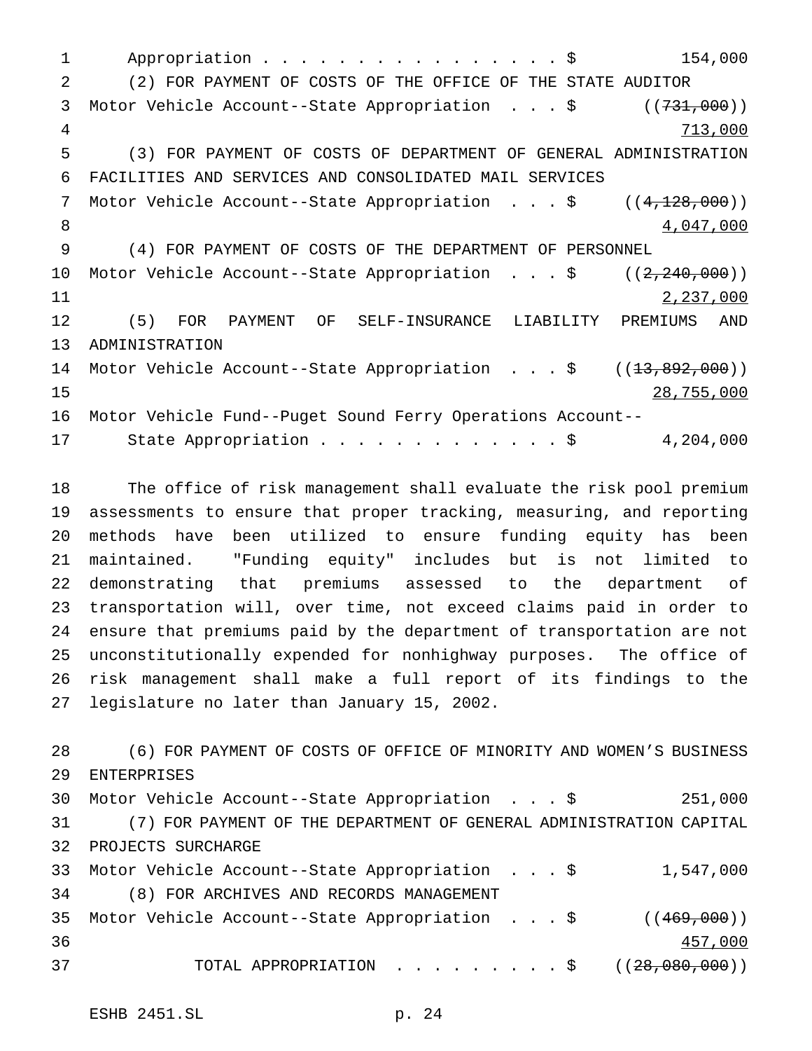Appropriation . . . . . . . . . . . . . . . . . $ 154,000

(2) FOR PAYMENT OF COSTS OF THE OFFICE OF THE STATE AUDITOR

Motor Vehicle Account--State Appropriation . . . $ ((~~731,000~~))
713,000

(3) FOR PAYMENT OF COSTS OF DEPARTMENT OF GENERAL ADMINISTRATION FACILITIES AND SERVICES AND CONSOLIDATED MAIL SERVICES

Motor Vehicle Account--State Appropriation . . . $ ((~~4,128,000~~))
4,047,000

(4) FOR PAYMENT OF COSTS OF THE DEPARTMENT OF PERSONNEL

Motor Vehicle Account--State Appropriation . . . $ ((~~2,240,000~~))
2,237,000

(5) FOR PAYMENT OF SELF-INSURANCE LIABILITY PREMIUMS AND ADMINISTRATION

Motor Vehicle Account--State Appropriation . . . $ ((~~13,892,000~~))
28,755,000

Motor Vehicle Fund--Puget Sound Ferry Operations Account--
State Appropriation . . . . . . . . . . . . . $ 4,204,000

The office of risk management shall evaluate the risk pool premium assessments to ensure that proper tracking, measuring, and reporting methods have been utilized to ensure funding equity has been maintained. "Funding equity" includes but is not limited to demonstrating that premiums assessed to the department of transportation will, over time, not exceed claims paid in order to ensure that premiums paid by the department of transportation are not unconstitutionally expended for nonhighway purposes. The office of risk management shall make a full report of its findings to the legislature no later than January 15, 2002.

(6) FOR PAYMENT OF COSTS OF OFFICE OF MINORITY AND WOMEN'S BUSINESS ENTERPRISES

Motor Vehicle Account--State Appropriation . . . $ 251,000

(7) FOR PAYMENT OF THE DEPARTMENT OF GENERAL ADMINISTRATION CAPITAL PROJECTS SURCHARGE

Motor Vehicle Account--State Appropriation . . . $ 1,547,000

(8) FOR ARCHIVES AND RECORDS MANAGEMENT

Motor Vehicle Account--State Appropriation . . . $ ((~~469,000~~))
457,000

TOTAL APPROPRIATION . . . . . . . . . $ ((~~28,080,000~~))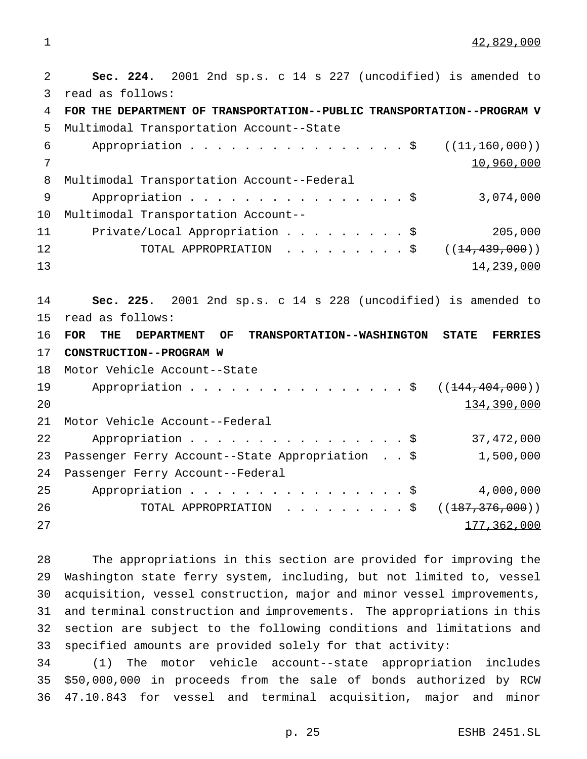42,829,000

**Sec. 224.** 2001 2nd sp.s. c 14 s 227 (uncodified) is amended to read as follows:

**FOR THE DEPARTMENT OF TRANSPORTATION--PUBLIC TRANSPORTATION--PROGRAM V**

| | |
|---|---|
| Multimodal Transportation Account--State Appropriation . . . . . . . . . . . . . . . . . $ | ((~~11,160,000~~)) 10,960,000 |
| Multimodal Transportation Account--Federal Appropriation . . . . . . . . . . . . . . . . . $ | 3,074,000 |
| Multimodal Transportation Account--Private/Local Appropriation . . . . . . . . . $ | 205,000 |
| TOTAL APPROPRIATION . . . . . . . . . $ | ((~~14,439,000~~)) 14,239,000 |

**Sec. 225.** 2001 2nd sp.s. c 14 s 228 (uncodified) is amended to read as follows:

**FOR THE DEPARTMENT OF TRANSPORTATION--WASHINGTON STATE FERRIES CONSTRUCTION--PROGRAM W**

| | |
|---|---|
| Motor Vehicle Account--State Appropriation . . . . . . . . . . . . . . . . . $ | ((~~144,404,000~~)) 134,390,000 |
| Motor Vehicle Account--Federal Appropriation . . . . . . . . . . . . . . . . . $ | 37,472,000 |
| Passenger Ferry Account--State Appropriation . . $ | 1,500,000 |
| Passenger Ferry Account--Federal Appropriation . . . . . . . . . . . . . . . . . $ | 4,000,000 |
| TOTAL APPROPRIATION . . . . . . . . . $ | ((~~187,376,000~~)) 177,362,000 |

The appropriations in this section are provided for improving the Washington state ferry system, including, but not limited to, vessel acquisition, vessel construction, major and minor vessel improvements, and terminal construction and improvements. The appropriations in this section are subject to the following conditions and limitations and specified amounts are provided solely for that activity:

(1) The motor vehicle account--state appropriation includes $50,000,000 in proceeds from the sale of bonds authorized by RCW 47.10.843 for vessel and terminal acquisition, major and minor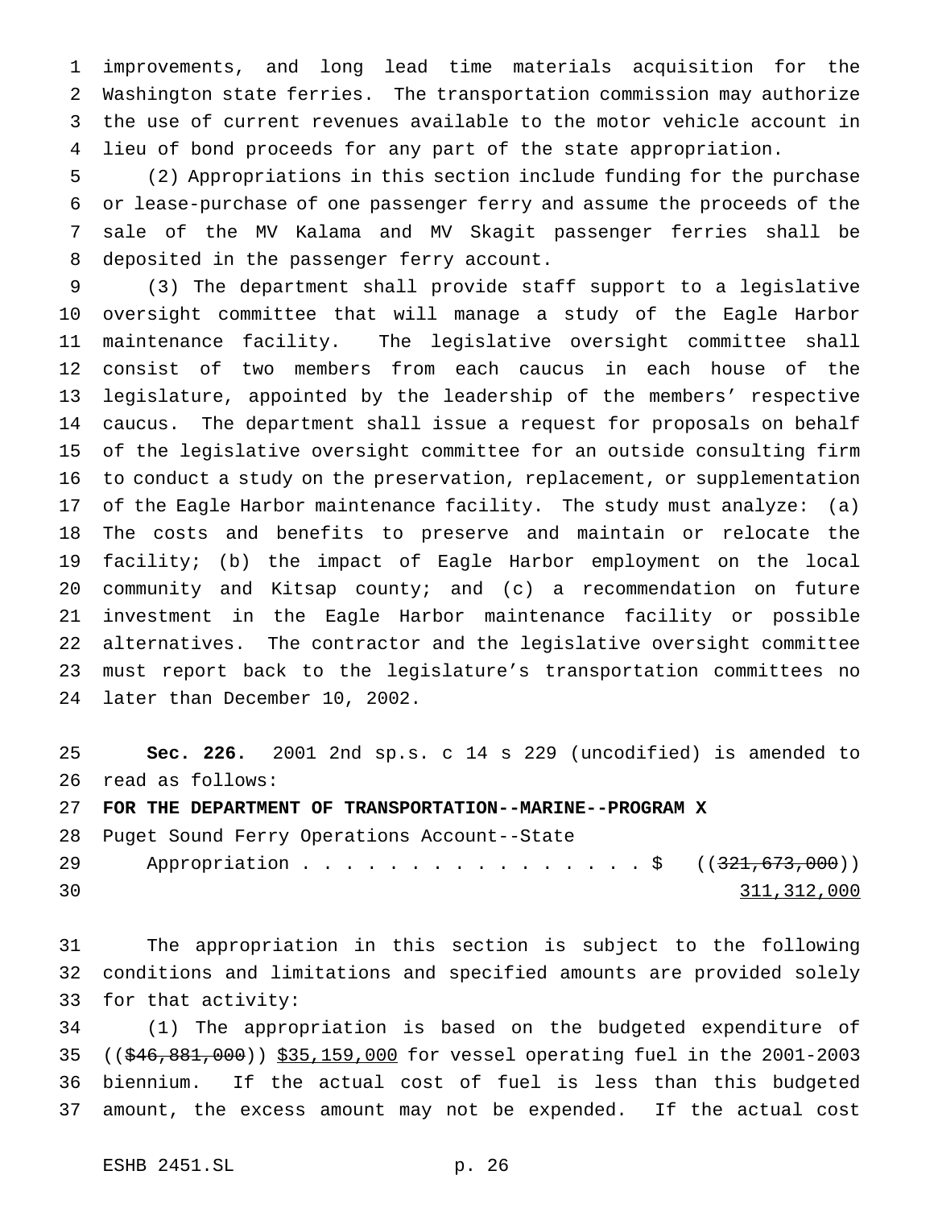improvements, and long lead time materials acquisition for the Washington state ferries. The transportation commission may authorize the use of current revenues available to the motor vehicle account in lieu of bond proceeds for any part of the state appropriation.

(2) Appropriations in this section include funding for the purchase or lease-purchase of one passenger ferry and assume the proceeds of the sale of the MV Kalama and MV Skagit passenger ferries shall be deposited in the passenger ferry account.

(3) The department shall provide staff support to a legislative oversight committee that will manage a study of the Eagle Harbor maintenance facility. The legislative oversight committee shall consist of two members from each caucus in each house of the legislature, appointed by the leadership of the members' respective caucus. The department shall issue a request for proposals on behalf of the legislative oversight committee for an outside consulting firm to conduct a study on the preservation, replacement, or supplementation of the Eagle Harbor maintenance facility. The study must analyze: (a) The costs and benefits to preserve and maintain or relocate the facility; (b) the impact of Eagle Harbor employment on the local community and Kitsap county; and (c) a recommendation on future investment in the Eagle Harbor maintenance facility or possible alternatives. The contractor and the legislative oversight committee must report back to the legislature's transportation committees no later than December 10, 2002.

**Sec. 226.** 2001 2nd sp.s. c 14 s 229 (uncodified) is amended to read as follows:

**FOR THE DEPARTMENT OF TRANSPORTATION--MARINE--PROGRAM X**

Puget Sound Ferry Operations Account--State
Appropriation . . . . . . . . . . . . . . . . $ ((~~321,673,000~~))
311,312,000

The appropriation in this section is subject to the following conditions and limitations and specified amounts are provided solely for that activity:

(1) The appropriation is based on the budgeted expenditure of ((~~$46,881,000~~)) $35,159,000 for vessel operating fuel in the 2001-2003 biennium. If the actual cost of fuel is less than this budgeted amount, the excess amount may not be expended. If the actual cost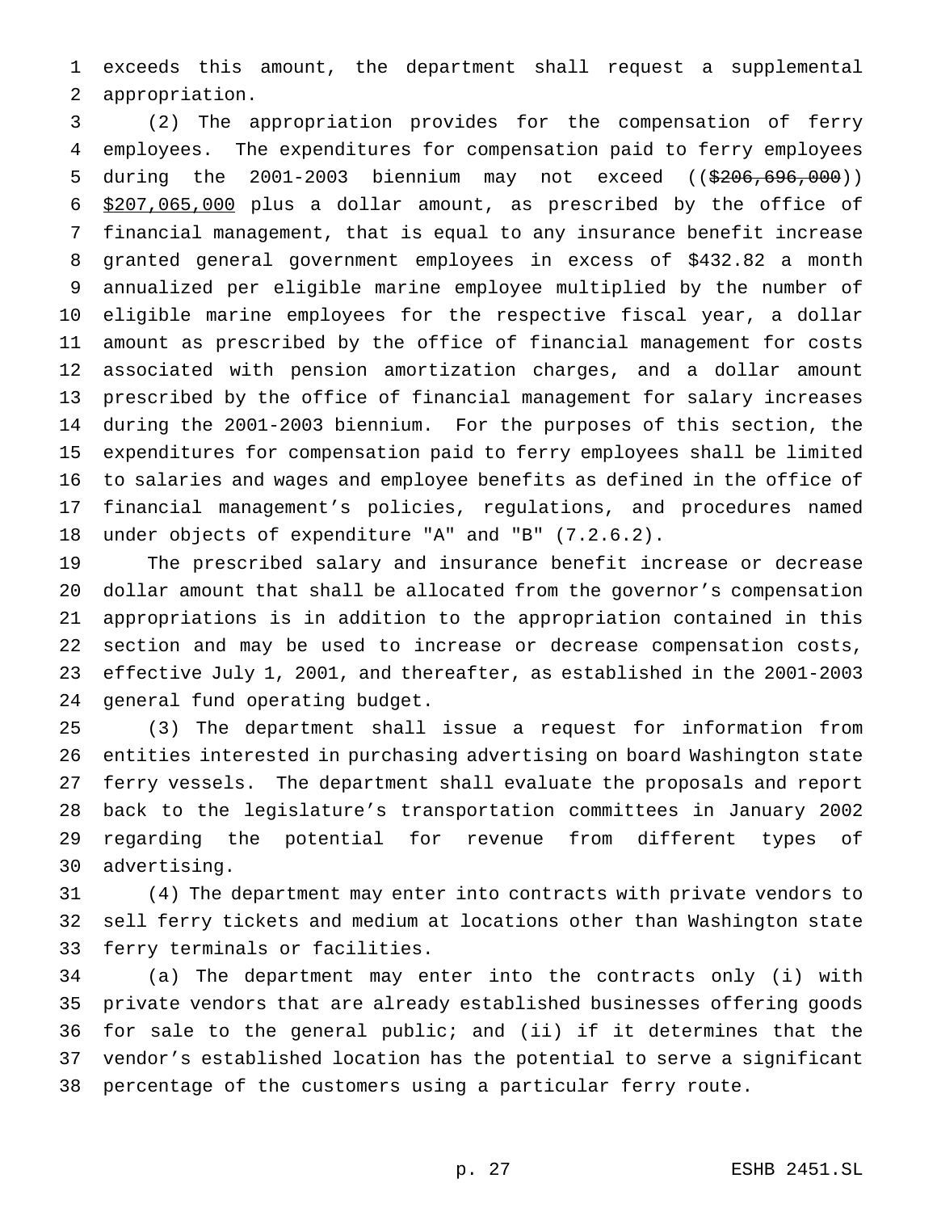exceeds this amount, the department shall request a supplemental appropriation.

(2) The appropriation provides for the compensation of ferry employees. The expenditures for compensation paid to ferry employees during the 2001-2003 biennium may not exceed ((~~$206,696,000~~)) <u>$207,065,000</u> plus a dollar amount, as prescribed by the office of financial management, that is equal to any insurance benefit increase granted general government employees in excess of $432.82 a month annualized per eligible marine employee multiplied by the number of eligible marine employees for the respective fiscal year, a dollar amount as prescribed by the office of financial management for costs associated with pension amortization charges, and a dollar amount prescribed by the office of financial management for salary increases during the 2001-2003 biennium. For the purposes of this section, the expenditures for compensation paid to ferry employees shall be limited to salaries and wages and employee benefits as defined in the office of financial management's policies, regulations, and procedures named under objects of expenditure "A" and "B" (7.2.6.2).

The prescribed salary and insurance benefit increase or decrease dollar amount that shall be allocated from the governor's compensation appropriations is in addition to the appropriation contained in this section and may be used to increase or decrease compensation costs, effective July 1, 2001, and thereafter, as established in the 2001-2003 general fund operating budget.

(3) The department shall issue a request for information from entities interested in purchasing advertising on board Washington state ferry vessels. The department shall evaluate the proposals and report back to the legislature's transportation committees in January 2002 regarding the potential for revenue from different types of advertising.

(4) The department may enter into contracts with private vendors to sell ferry tickets and medium at locations other than Washington state ferry terminals or facilities.

(a) The department may enter into the contracts only (i) with private vendors that are already established businesses offering goods for sale to the general public; and (ii) if it determines that the vendor's established location has the potential to serve a significant percentage of the customers using a particular ferry route.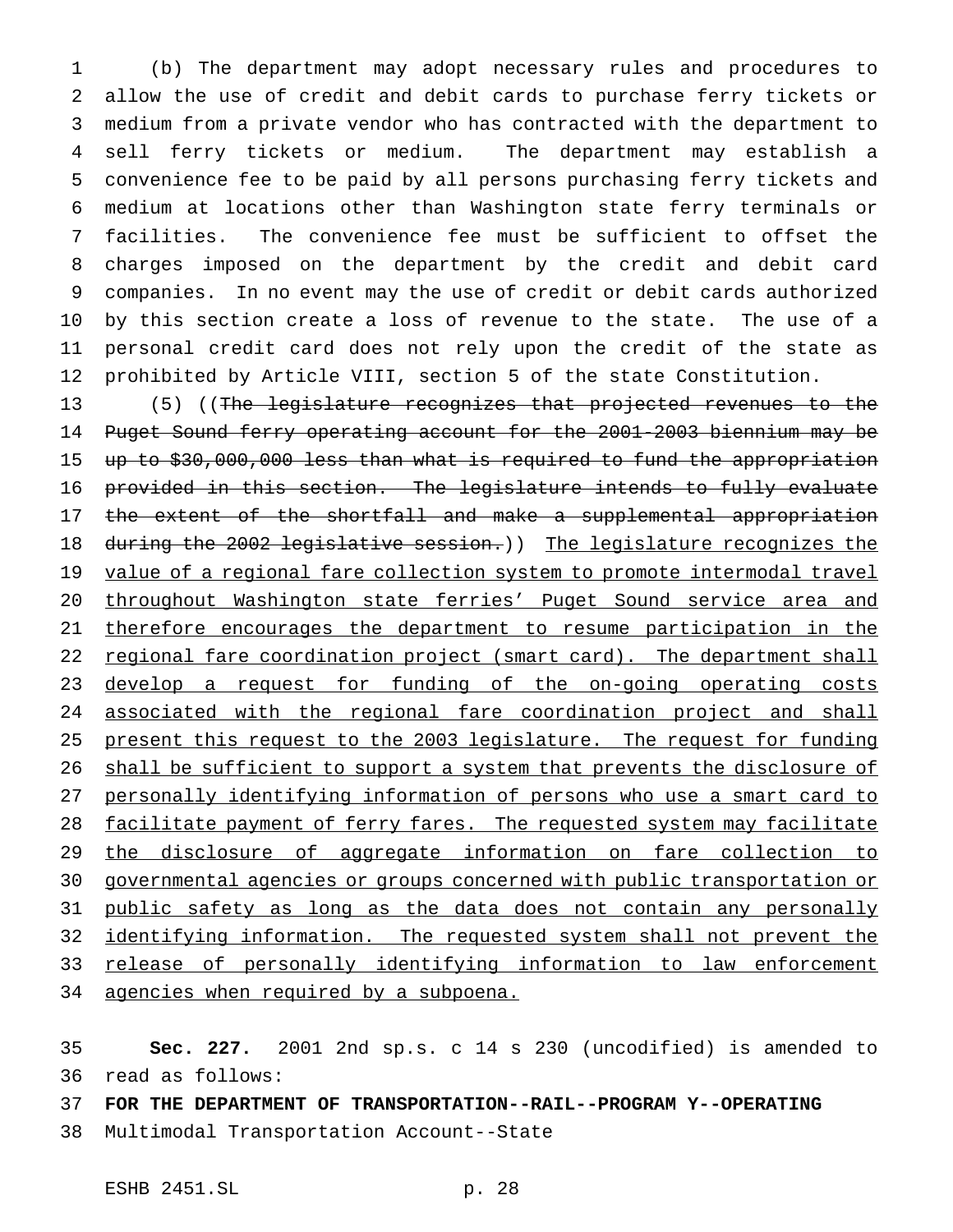(b) The department may adopt necessary rules and procedures to allow the use of credit and debit cards to purchase ferry tickets or medium from a private vendor who has contracted with the department to sell ferry tickets or medium. The department may establish a convenience fee to be paid by all persons purchasing ferry tickets and medium at locations other than Washington state ferry terminals or facilities. The convenience fee must be sufficient to offset the charges imposed on the department by the credit and debit card companies. In no event may the use of credit or debit cards authorized by this section create a loss of revenue to the state. The use of a personal credit card does not rely upon the credit of the state as prohibited by Article VIII, section 5 of the state Constitution.

(5) ((~~The legislature recognizes that projected revenues to the Puget Sound ferry operating account for the 2001-2003 biennium may be up to $30,000,000 less than what is required to fund the appropriation provided in this section. The legislature intends to fully evaluate the extent of the shortfall and make a supplemental appropriation during the 2002 legislative session.~~)) <u>The legislature recognizes the value of a regional fare collection system to promote intermodal travel throughout Washington state ferries' Puget Sound service area and therefore encourages the department to resume participation in the regional fare coordination project (smart card). The department shall develop a request for funding of the on-going operating costs associated with the regional fare coordination project and shall present this request to the 2003 legislature. The request for funding shall be sufficient to support a system that prevents the disclosure of personally identifying information of persons who use a smart card to facilitate payment of ferry fares. The requested system may facilitate the disclosure of aggregate information on fare collection to governmental agencies or groups concerned with public transportation or public safety as long as the data does not contain any personally identifying information. The requested system shall not prevent the release of personally identifying information to law enforcement agencies when required by a subpoena.</u>

**Sec. 227.** 2001 2nd sp.s. c 14 s 230 (uncodified) is amended to read as follows:

**FOR THE DEPARTMENT OF TRANSPORTATION--RAIL--PROGRAM Y--OPERATING**

Multimodal Transportation Account--State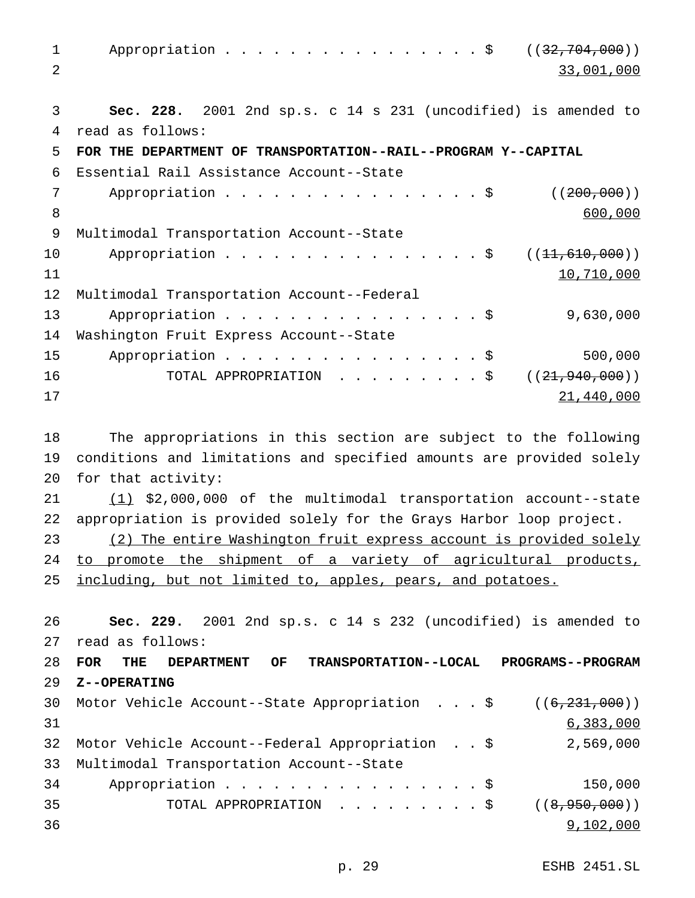Appropriation . . . . . . . . . . . . . . . . . $ ((~~32,704,000~~))
33,001,000

**Sec. 228.** 2001 2nd sp.s. c 14 s 231 (uncodified) is amended to read as follows:

**FOR THE DEPARTMENT OF TRANSPORTATION--RAIL--PROGRAM Y--CAPITAL**

Essential Rail Assistance Account--State
Appropriation . . . . . . . . . . . . . . . . . $ ((~~200,000~~))
600,000

Multimodal Transportation Account--State
Appropriation . . . . . . . . . . . . . . . . . $ ((~~11,610,000~~))
10,710,000

Multimodal Transportation Account--Federal
Appropriation . . . . . . . . . . . . . . . . . $ 9,630,000

Washington Fruit Express Account--State
Appropriation . . . . . . . . . . . . . . . . . $ 500,000

TOTAL APPROPRIATION . . . . . . . . . $ ((~~21,940,000~~))
21,440,000

The appropriations in this section are subject to the following conditions and limitations and specified amounts are provided solely for that activity:

(1) $2,000,000 of the multimodal transportation account--state appropriation is provided solely for the Grays Harbor loop project.

(2) The entire Washington fruit express account is provided solely to promote the shipment of a variety of agricultural products, including, but not limited to, apples, pears, and potatoes.

**Sec. 229.** 2001 2nd sp.s. c 14 s 232 (uncodified) is amended to read as follows:

**FOR THE DEPARTMENT OF TRANSPORTATION--LOCAL PROGRAMS--PROGRAM Z--OPERATING**

Motor Vehicle Account--State Appropriation . . . $ ((~~6,231,000~~))
6,383,000

Motor Vehicle Account--Federal Appropriation . . $ 2,569,000

Multimodal Transportation Account--State
Appropriation . . . . . . . . . . . . . . . . . $ 150,000

TOTAL APPROPRIATION . . . . . . . . . $ ((~~8,950,000~~))
9,102,000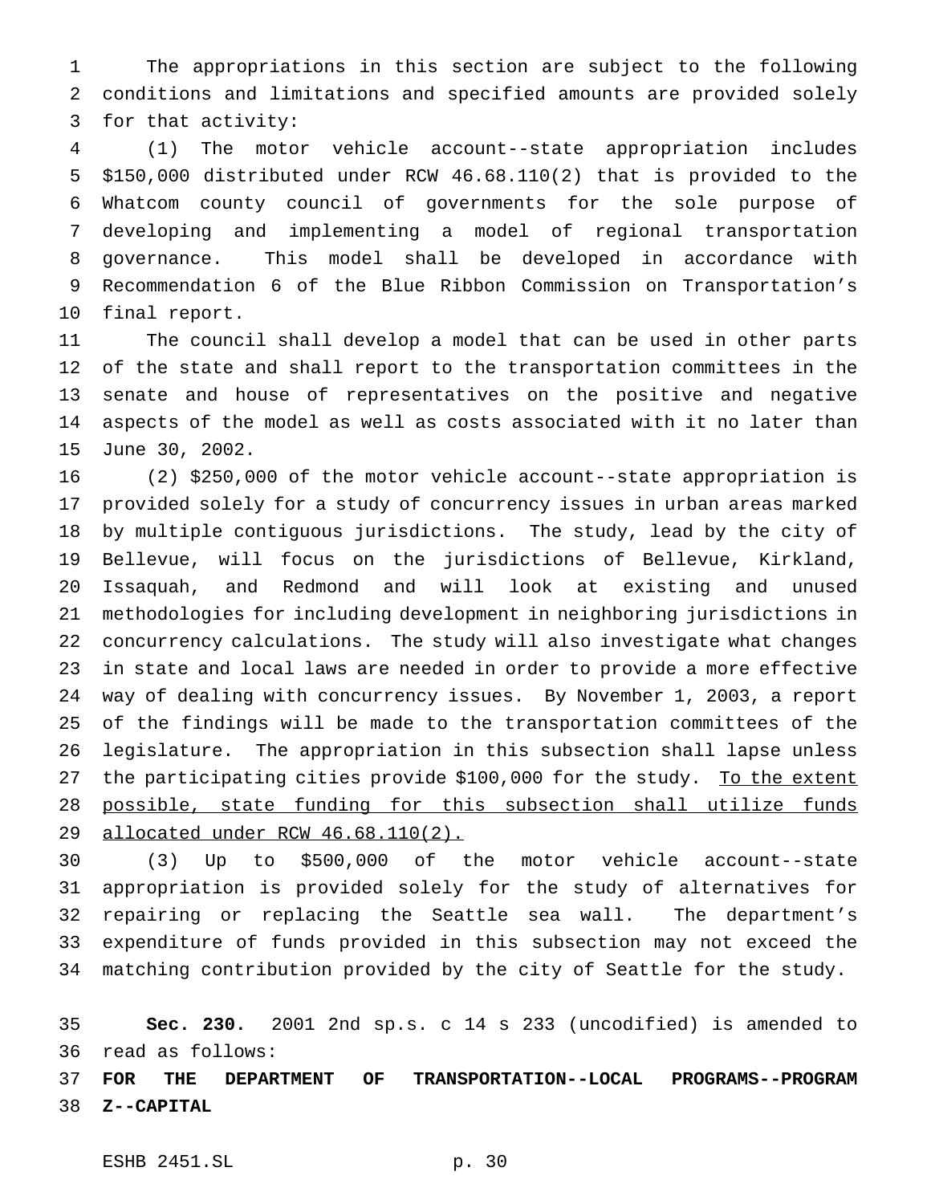The appropriations in this section are subject to the following conditions and limitations and specified amounts are provided solely for that activity:

(1) The motor vehicle account--state appropriation includes $150,000 distributed under RCW 46.68.110(2) that is provided to the Whatcom county council of governments for the sole purpose of developing and implementing a model of regional transportation governance. This model shall be developed in accordance with Recommendation 6 of the Blue Ribbon Commission on Transportation's final report.

The council shall develop a model that can be used in other parts of the state and shall report to the transportation committees in the senate and house of representatives on the positive and negative aspects of the model as well as costs associated with it no later than June 30, 2002.

(2) $250,000 of the motor vehicle account--state appropriation is provided solely for a study of concurrency issues in urban areas marked by multiple contiguous jurisdictions. The study, lead by the city of Bellevue, will focus on the jurisdictions of Bellevue, Kirkland, Issaquah, and Redmond and will look at existing and unused methodologies for including development in neighboring jurisdictions in concurrency calculations. The study will also investigate what changes in state and local laws are needed in order to provide a more effective way of dealing with concurrency issues. By November 1, 2003, a report of the findings will be made to the transportation committees of the legislature. The appropriation in this subsection shall lapse unless the participating cities provide $100,000 for the study. <u>To the extent possible, state funding for this subsection shall utilize funds allocated under RCW 46.68.110(2).</u>

(3) Up to $500,000 of the motor vehicle account--state appropriation is provided solely for the study of alternatives for repairing or replacing the Seattle sea wall. The department's expenditure of funds provided in this subsection may not exceed the matching contribution provided by the city of Seattle for the study.

**Sec. 230.** 2001 2nd sp.s. c 14 s 233 (uncodified) is amended to read as follows:

**FOR THE DEPARTMENT OF TRANSPORTATION--LOCAL PROGRAMS--PROGRAM Z--CAPITAL**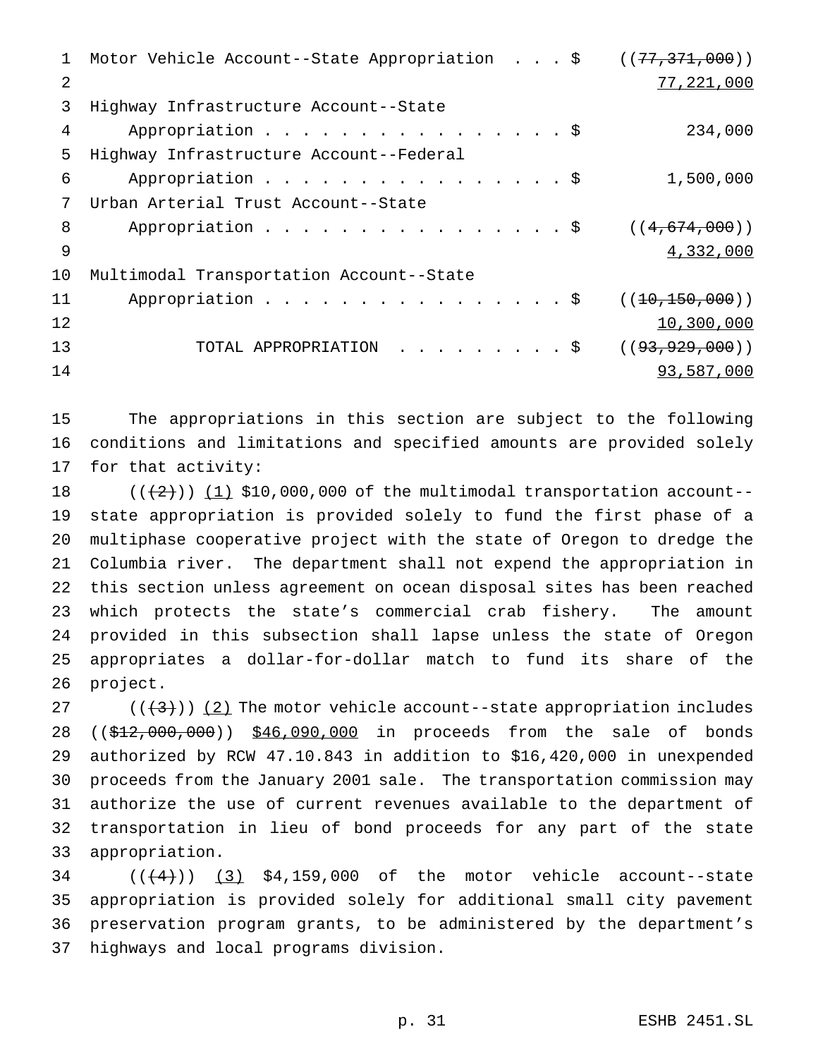Motor Vehicle Account--State Appropriation . . . $ ((~~77,371,000~~))
77,221,000

Highway Infrastructure Account--State
Appropriation . . . . . . . . . . . . . . . . . $ 234,000

Highway Infrastructure Account--Federal
Appropriation . . . . . . . . . . . . . . . . . $ 1,500,000

Urban Arterial Trust Account--State
Appropriation . . . . . . . . . . . . . . . . . $ ((~~4,674,000~~))
4,332,000

Multimodal Transportation Account--State
Appropriation . . . . . . . . . . . . . . . . . $ ((~~10,150,000~~))
10,300,000

TOTAL APPROPRIATION . . . . . . . . . $ ((~~93,929,000~~))
93,587,000

The appropriations in this section are subject to the following conditions and limitations and specified amounts are provided solely for that activity:

((~~(2)~~)) (1) $10,000,000 of the multimodal transportation account--state appropriation is provided solely to fund the first phase of a multiphase cooperative project with the state of Oregon to dredge the Columbia river. The department shall not expend the appropriation in this section unless agreement on ocean disposal sites has been reached which protects the state's commercial crab fishery. The amount provided in this subsection shall lapse unless the state of Oregon appropriates a dollar-for-dollar match to fund its share of the project.

((~~(3)~~)) (2) The motor vehicle account--state appropriation includes ((~~$12,000,000~~)) $46,090,000 in proceeds from the sale of bonds authorized by RCW 47.10.843 in addition to $16,420,000 in unexpended proceeds from the January 2001 sale. The transportation commission may authorize the use of current revenues available to the department of transportation in lieu of bond proceeds for any part of the state appropriation.

((~~(4)~~)) (3) $4,159,000 of the motor vehicle account--state appropriation is provided solely for additional small city pavement preservation program grants, to be administered by the department's highways and local programs division.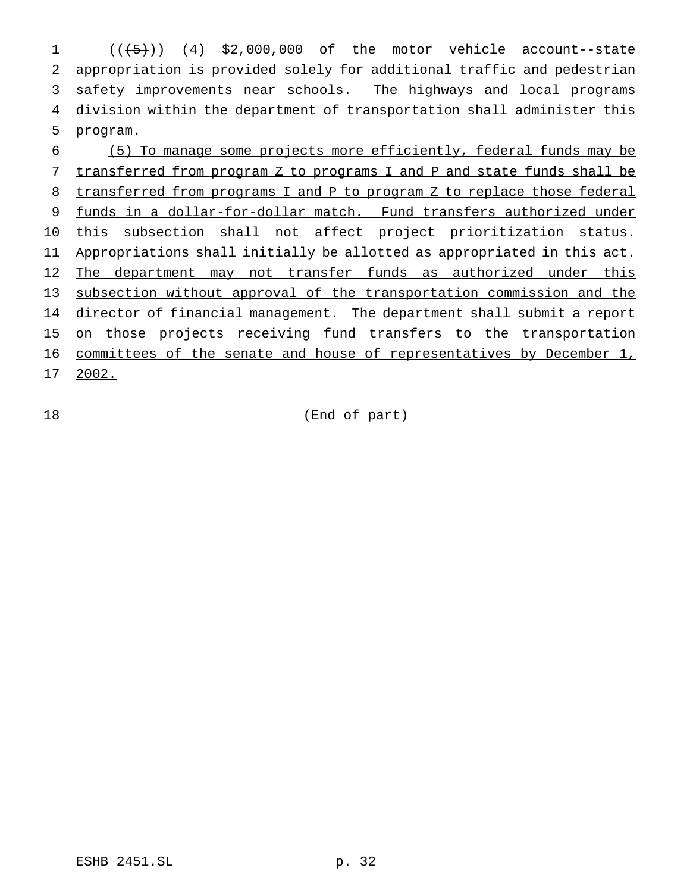(((5))) (4) $2,000,000 of the motor vehicle account--state appropriation is provided solely for additional traffic and pedestrian safety improvements near schools. The highways and local programs division within the department of transportation shall administer this program.

(5) To manage some projects more efficiently, federal funds may be transferred from program Z to programs I and P and state funds shall be transferred from programs I and P to program Z to replace those federal funds in a dollar-for-dollar match. Fund transfers authorized under this subsection shall not affect project prioritization status. Appropriations shall initially be allotted as appropriated in this act. The department may not transfer funds as authorized under this subsection without approval of the transportation commission and the director of financial management. The department shall submit a report on those projects receiving fund transfers to the transportation committees of the senate and house of representatives by December 1, 2002.

(End of part)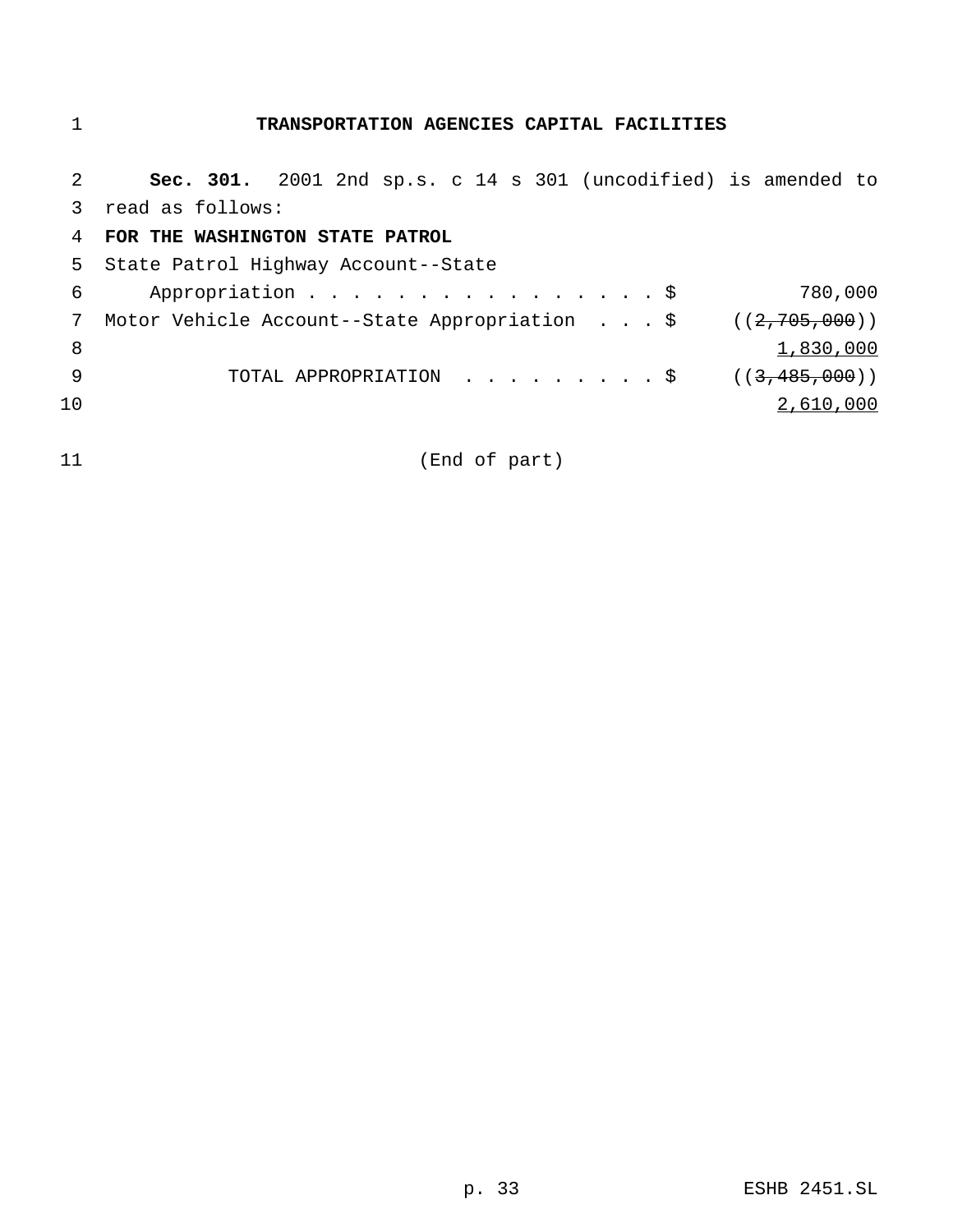## TRANSPORTATION AGENCIES CAPITAL FACILITIES

**Sec. 301.** 2001 2nd sp.s. c 14 s 301 (uncodified) is amended to read as follows:

**FOR THE WASHINGTON STATE PATROL**

| | | |
|---|---|---|
| State Patrol Highway Account--State Appropriation | $ | 780,000 |
| Motor Vehicle Account--State Appropriation | $ | ((~~2,705,000~~)) <u>1,830,000</u> |
| TOTAL APPROPRIATION | $ | ((~~3,485,000~~)) <u>2,610,000</u> |

(End of part)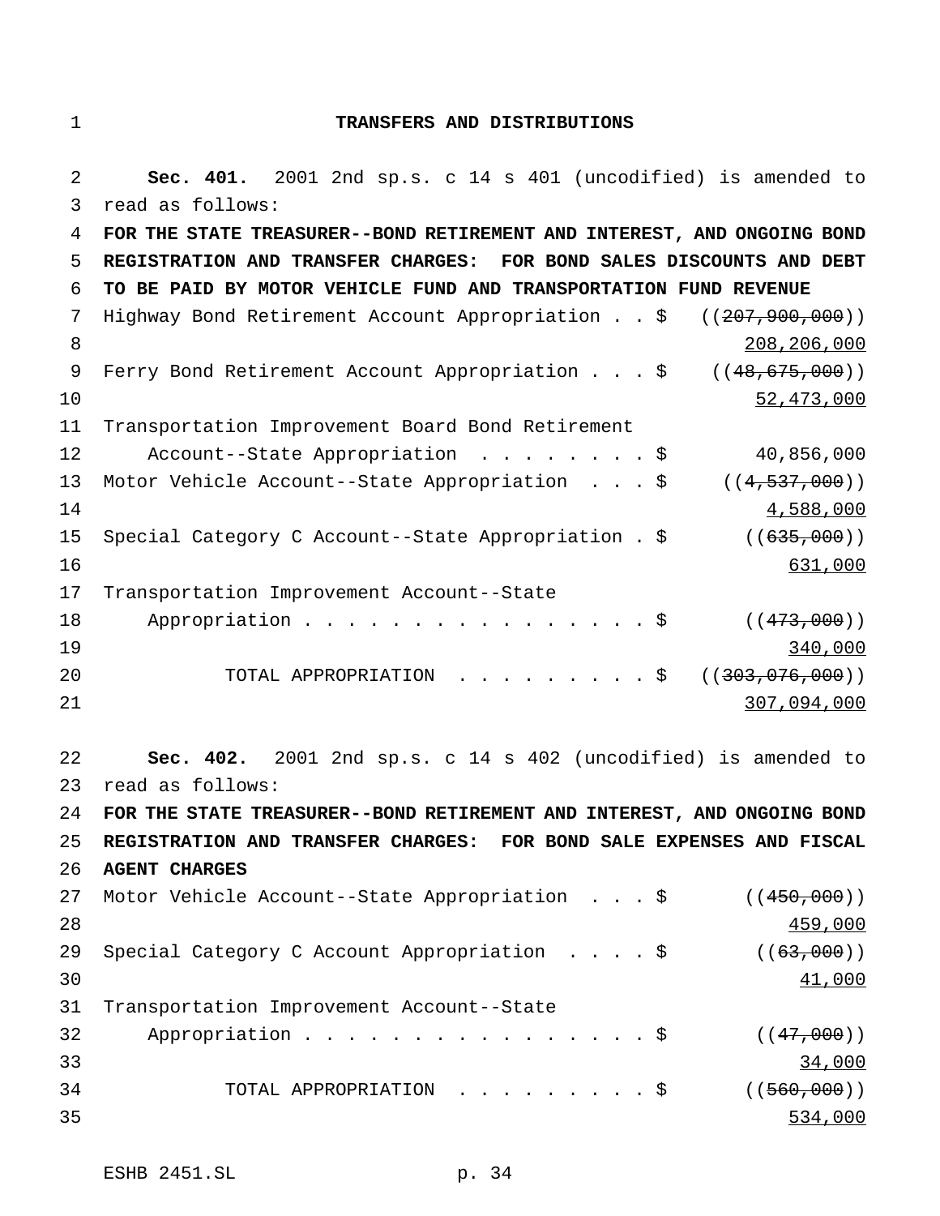# TRANSFERS AND DISTRIBUTIONS

**Sec. 401.** 2001 2nd sp.s. c 14 s 401 (uncodified) is amended to read as follows:

**FOR THE STATE TREASURER--BOND RETIREMENT AND INTEREST, AND ONGOING BOND REGISTRATION AND TRANSFER CHARGES: FOR BOND SALES DISCOUNTS AND DEBT TO BE PAID BY MOTOR VEHICLE FUND AND TRANSPORTATION FUND REVENUE**

Highway Bond Retirement Account Appropriation . . $ ((~~207,900,000~~)) 208,206,000

Ferry Bond Retirement Account Appropriation . . . $ ((~~48,675,000~~)) 52,473,000

Transportation Improvement Board Bond Retirement Account--State Appropriation . . . . . . . . $ 40,856,000

Motor Vehicle Account--State Appropriation . . . $ ((~~4,537,000~~)) 4,588,000

Special Category C Account--State Appropriation . $ ((~~635,000~~)) 631,000

Transportation Improvement Account--State Appropriation . . . . . . . . . . . . . . . . . $ ((~~473,000~~)) 340,000

TOTAL APPROPRIATION . . . . . . . . . $ ((~~303,076,000~~)) 307,094,000

**Sec. 402.** 2001 2nd sp.s. c 14 s 402 (uncodified) is amended to read as follows:

**FOR THE STATE TREASURER--BOND RETIREMENT AND INTEREST, AND ONGOING BOND REGISTRATION AND TRANSFER CHARGES: FOR BOND SALE EXPENSES AND FISCAL AGENT CHARGES**

Motor Vehicle Account--State Appropriation . . . $ ((~~450,000~~)) 459,000

Special Category C Account Appropriation . . . . $ ((~~63,000~~)) 41,000

Transportation Improvement Account--State Appropriation . . . . . . . . . . . . . . . . . $ ((~~47,000~~)) 34,000

TOTAL APPROPRIATION . . . . . . . . . $ ((~~560,000~~)) 534,000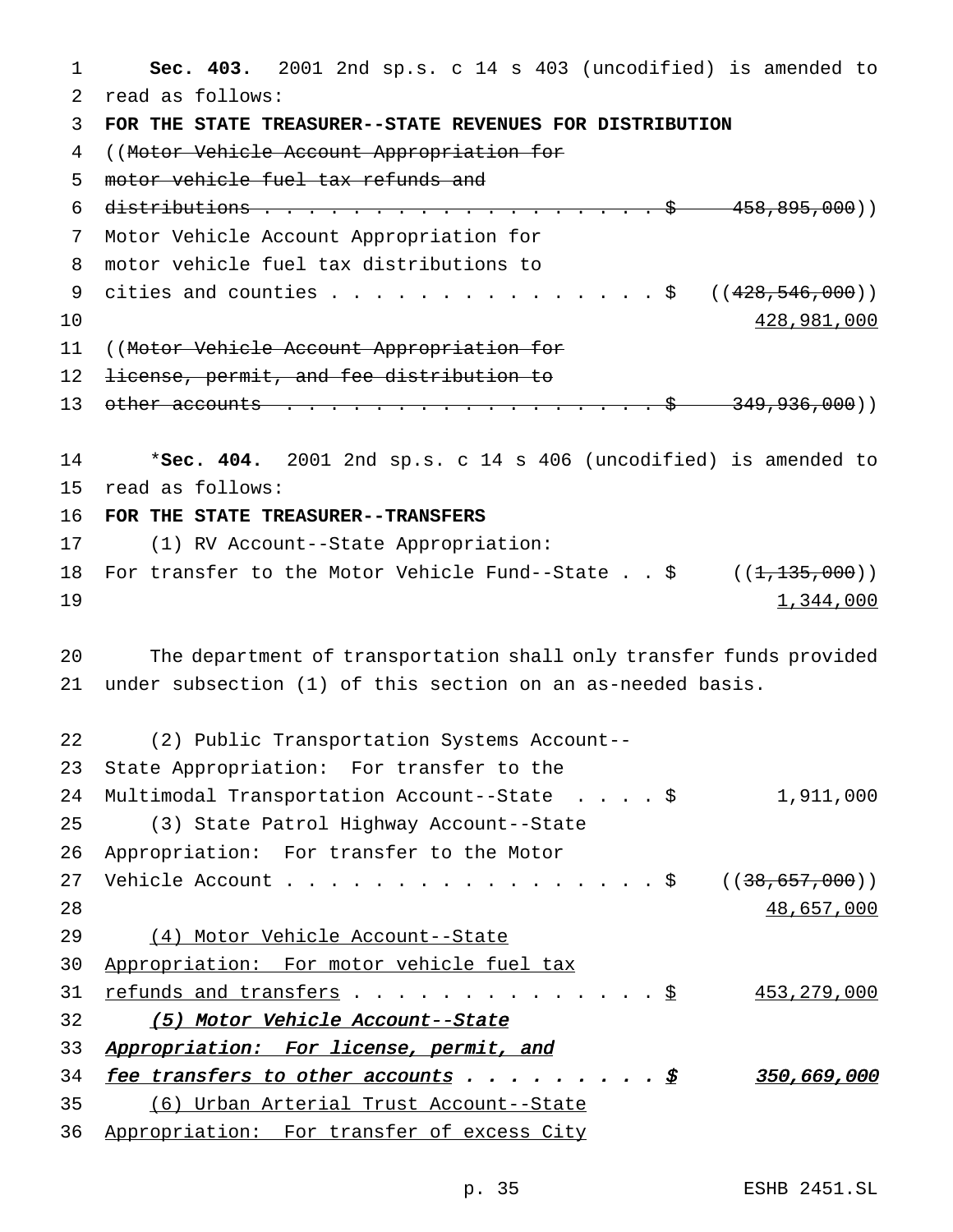**Sec. 403.** 2001 2nd sp.s. c 14 s 403 (uncodified) is amended to read as follows:

**FOR THE STATE TREASURER--STATE REVENUES FOR DISTRIBUTION**

((~~Motor Vehicle Account Appropriation for motor vehicle fuel tax refunds and distributions . . . . . . . . . . . . . . . . . . . $ 458,895,000~~))

Motor Vehicle Account Appropriation for motor vehicle fuel tax distributions to cities and counties . . . . . . . . . . . . . . . . $ ((~~428,546,000~~)) <u>428,981,000</u>

((~~Motor Vehicle Account Appropriation for license, permit, and fee distribution to other accounts . . . . . . . . . . . . . . . . . . . $ 349,936,000~~))

*__Sec. 404.__ 2001 2nd sp.s. c 14 s 406 (uncodified) is amended to read as follows:

**FOR THE STATE TREASURER--TRANSFERS**

(1) RV Account--State Appropriation:
For transfer to the Motor Vehicle Fund--State . . $ ((~~1,135,000~~)) <u>1,344,000</u>

The department of transportation shall only transfer funds provided under subsection (1) of this section on an as-needed basis.

(2) Public Transportation Systems Account--State Appropriation: For transfer to the Multimodal Transportation Account--State . . . . $ 1,911,000

(3) State Patrol Highway Account--State Appropriation: For transfer to the Motor Vehicle Account . . . . . . . . . . . . . . . . . $ ((~~38,657,000~~)) <u>48,657,000</u>

<u>(4) Motor Vehicle Account--State Appropriation: For motor vehicle fuel tax refunds and transfers . . . . . . . . . . . . . . . $ 453,279,000</u>

<u>*(5) Motor Vehicle Account--State Appropriation: For license, permit, and fee transfers to other accounts . . . . . . . . . $ 350,669,000*</u>

<u>(6) Urban Arterial Trust Account--State Appropriation: For transfer of excess City</u>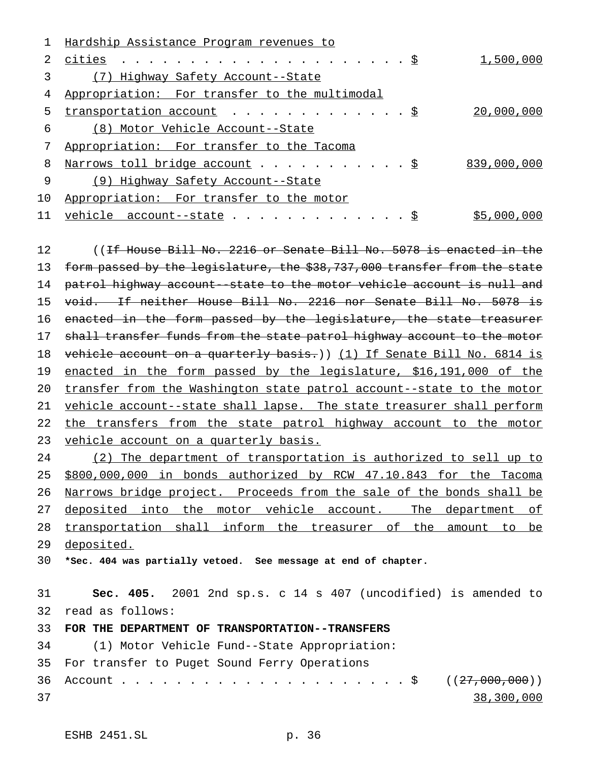Hardship Assistance Program revenues to cities . . . . . . . . . . . . . . . . . . . . . $ 1,500,000

(7) Highway Safety Account--State Appropriation: For transfer to the multimodal transportation account . . . . . . . . . . . . . $ 20,000,000

(8) Motor Vehicle Account--State Appropriation: For transfer to the Tacoma Narrows toll bridge account . . . . . . . . . . . $ 839,000,000

(9) Highway Safety Account--State Appropriation: For transfer to the motor vehicle account--state . . . . . . . . . . . . . $ $5,000,000

((~~If House Bill No. 2216 or Senate Bill No. 5078 is enacted in the form passed by the legislature, the $38,737,000 transfer from the state patrol highway account--state to the motor vehicle account is null and void. If neither House Bill No. 2216 nor Senate Bill No. 5078 is enacted in the form passed by the legislature, the state treasurer shall transfer funds from the state patrol highway account to the motor vehicle account on a quarterly basis.~~)) (1) If Senate Bill No. 6814 is enacted in the form passed by the legislature, $16,191,000 of the transfer from the Washington state patrol account--state to the motor vehicle account--state shall lapse. The state treasurer shall perform the transfers from the state patrol highway account to the motor vehicle account on a quarterly basis.

(2) The department of transportation is authorized to sell up to $800,000,000 in bonds authorized by RCW 47.10.843 for the Tacoma Narrows bridge project. Proceeds from the sale of the bonds shall be deposited into the motor vehicle account. The department of transportation shall inform the treasurer of the amount to be deposited.

***Sec. 404 was partially vetoed. See message at end of chapter.**

**Sec. 405.** 2001 2nd sp.s. c 14 s 407 (uncodified) is amended to read as follows:

**FOR THE DEPARTMENT OF TRANSPORTATION--TRANSFERS**

(1) Motor Vehicle Fund--State Appropriation: For transfer to Puget Sound Ferry Operations Account . . . . . . . . . . . . . . . . . . . . . . $ ((~~27,000,000~~)) 38,300,000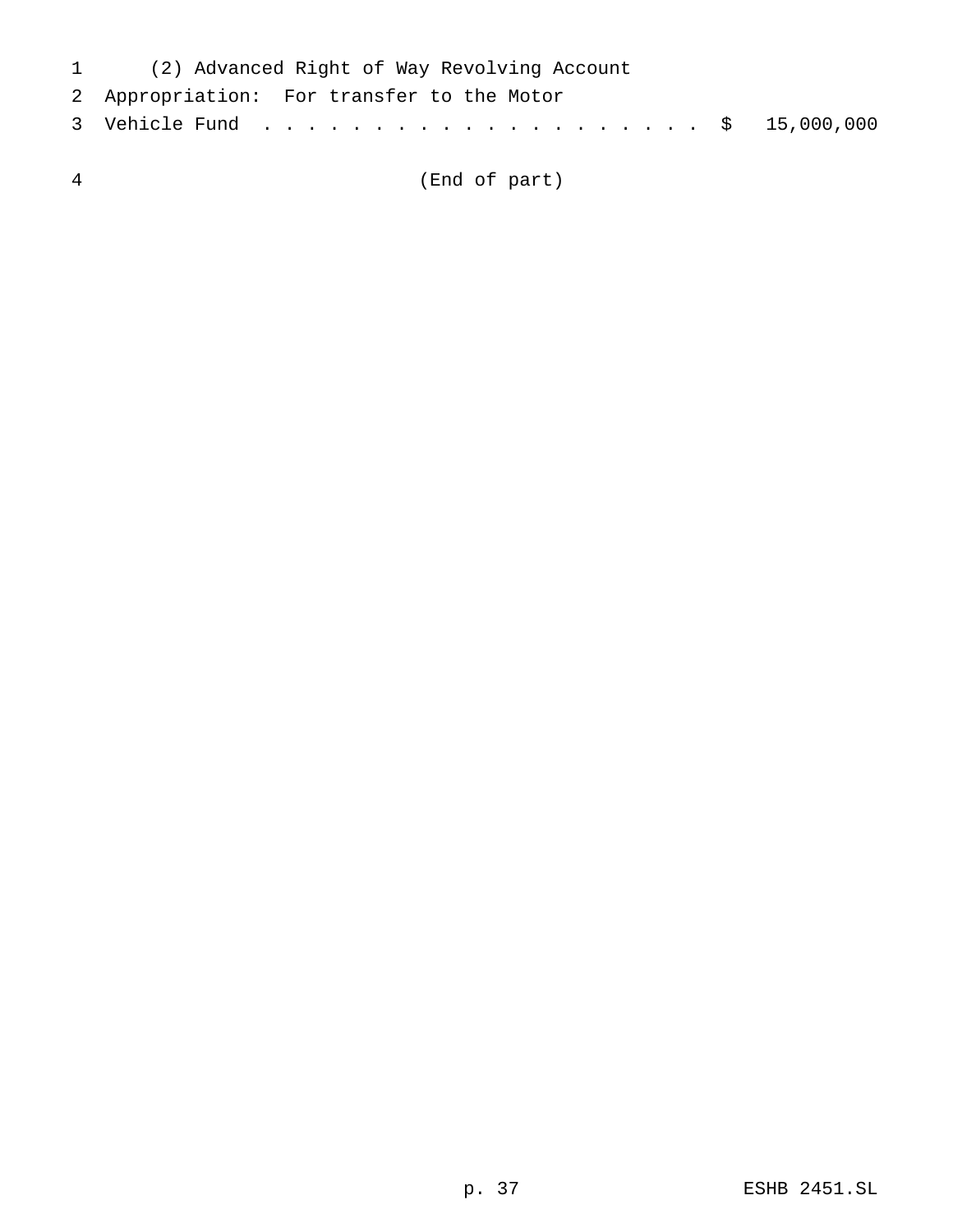(2) Advanced Right of Way Revolving Account Appropriation: For transfer to the Motor Vehicle Fund . . . . . . . . . . . . . . . . . . . . . $ 15,000,000

(End of part)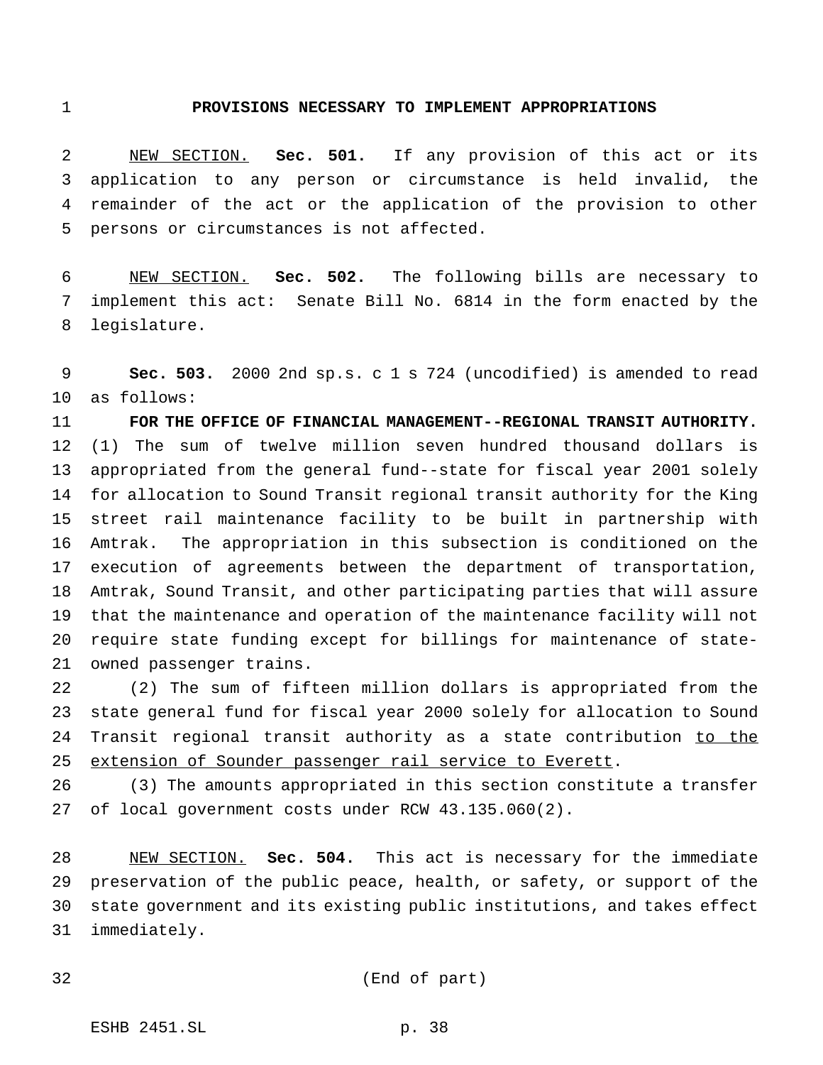## PROVISIONS NECESSARY TO IMPLEMENT APPROPRIATIONS

NEW SECTION. **Sec. 501.** If any provision of this act or its application to any person or circumstance is held invalid, the remainder of the act or the application of the provision to other persons or circumstances is not affected.

NEW SECTION. **Sec. 502.** The following bills are necessary to implement this act: Senate Bill No. 6814 in the form enacted by the legislature.

**Sec. 503.** 2000 2nd sp.s. c 1 s 724 (uncodified) is amended to read as follows:

**FOR THE OFFICE OF FINANCIAL MANAGEMENT--REGIONAL TRANSIT AUTHORITY.** (1) The sum of twelve million seven hundred thousand dollars is appropriated from the general fund--state for fiscal year 2001 solely for allocation to Sound Transit regional transit authority for the King street rail maintenance facility to be built in partnership with Amtrak. The appropriation in this subsection is conditioned on the execution of agreements between the department of transportation, Amtrak, Sound Transit, and other participating parties that will assure that the maintenance and operation of the maintenance facility will not require state funding except for billings for maintenance of state-owned passenger trains.

(2) The sum of fifteen million dollars is appropriated from the state general fund for fiscal year 2000 solely for allocation to Sound Transit regional transit authority as a state contribution to the extension of Sounder passenger rail service to Everett.

(3) The amounts appropriated in this section constitute a transfer of local government costs under RCW 43.135.060(2).

NEW SECTION. **Sec. 504.** This act is necessary for the immediate preservation of the public peace, health, or safety, or support of the state government and its existing public institutions, and takes effect immediately.

(End of part)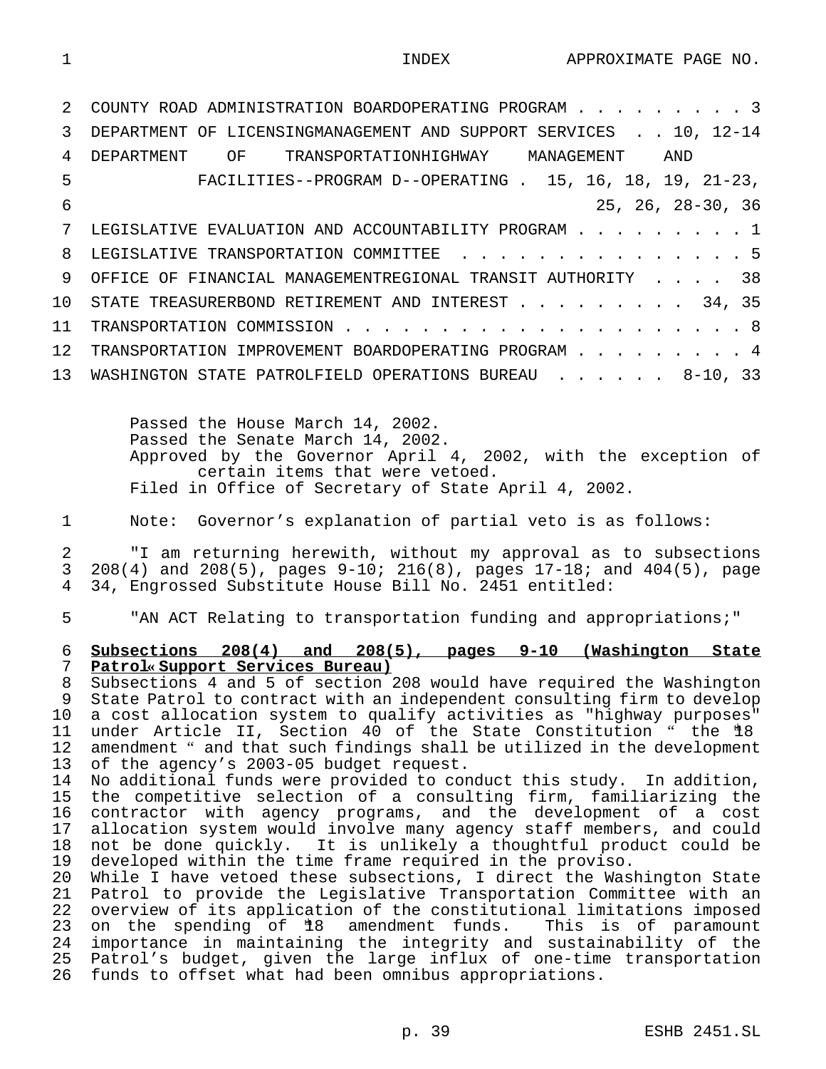INDEX APPROXIMATE PAGE NO.

COUNTY ROAD ADMINISTRATION BOARDOPERATING PROGRAM . . . . . . . . . 3
DEPARTMENT OF LICENSINGMANAGEMENT AND SUPPORT SERVICES . . 10, 12-14
DEPARTMENT OF TRANSPORTATIONHIGHWAY MANAGEMENT AND FACILITIES--PROGRAM D--OPERATING . 15, 16, 18, 19, 21-23, 25, 26, 28-30, 36
LEGISLATIVE EVALUATION AND ACCOUNTABILITY PROGRAM . . . . . . . . . 1
LEGISLATIVE TRANSPORTATION COMMITTEE . . . . . . . . . . . . . . . 5
OFFICE OF FINANCIAL MANAGEMENTREGIONAL TRANSIT AUTHORITY . . . . 38
STATE TREASURERBOND RETIREMENT AND INTEREST . . . . . . . . . 34, 35
TRANSPORTATION COMMISSION . . . . . . . . . . . . . . . . . . . . . 8
TRANSPORTATION IMPROVEMENT BOARDOPERATING PROGRAM . . . . . . . . . 4
WASHINGTON STATE PATROLFIELD OPERATIONS BUREAU . . . . . . 8-10, 33

Passed the House March 14, 2002.
Passed the Senate March 14, 2002.
Approved by the Governor April 4, 2002, with the exception of certain items that were vetoed.
Filed in Office of Secretary of State April 4, 2002.

Note: Governor's explanation of partial veto is as follows:

"I am returning herewith, without my approval as to subsections 208(4) and 208(5), pages 9-10; 216(8), pages 17-18; and 404(5), page 34, Engrossed Substitute House Bill No. 2451 entitled:

"AN ACT Relating to transportation funding and appropriations;"

**Subsections 208(4) and 208(5), pages 9-10 (Washington State Patrol« Support Services Bureau)**

Subsections 4 and 5 of section 208 would have required the Washington State Patrol to contract with an independent consulting firm to develop a cost allocation system to qualify activities as "highway purposes" under Article II, Section 40 of the State Constitution " the 18th amendment " and that such findings shall be utilized in the development of the agency's 2003-05 budget request.

No additional funds were provided to conduct this study. In addition, the competitive selection of a consulting firm, familiarizing the contractor with agency programs, and the development of a cost allocation system would involve many agency staff members, and could not be done quickly. It is unlikely a thoughtful product could be developed within the time frame required in the proviso.

While I have vetoed these subsections, I direct the Washington State Patrol to provide the Legislative Transportation Committee with an overview of its application of the constitutional limitations imposed on the spending of 18th amendment funds. This is of paramount importance in maintaining the integrity and sustainability of the Patrol's budget, given the large influx of one-time transportation funds to offset what had been omnibus appropriations.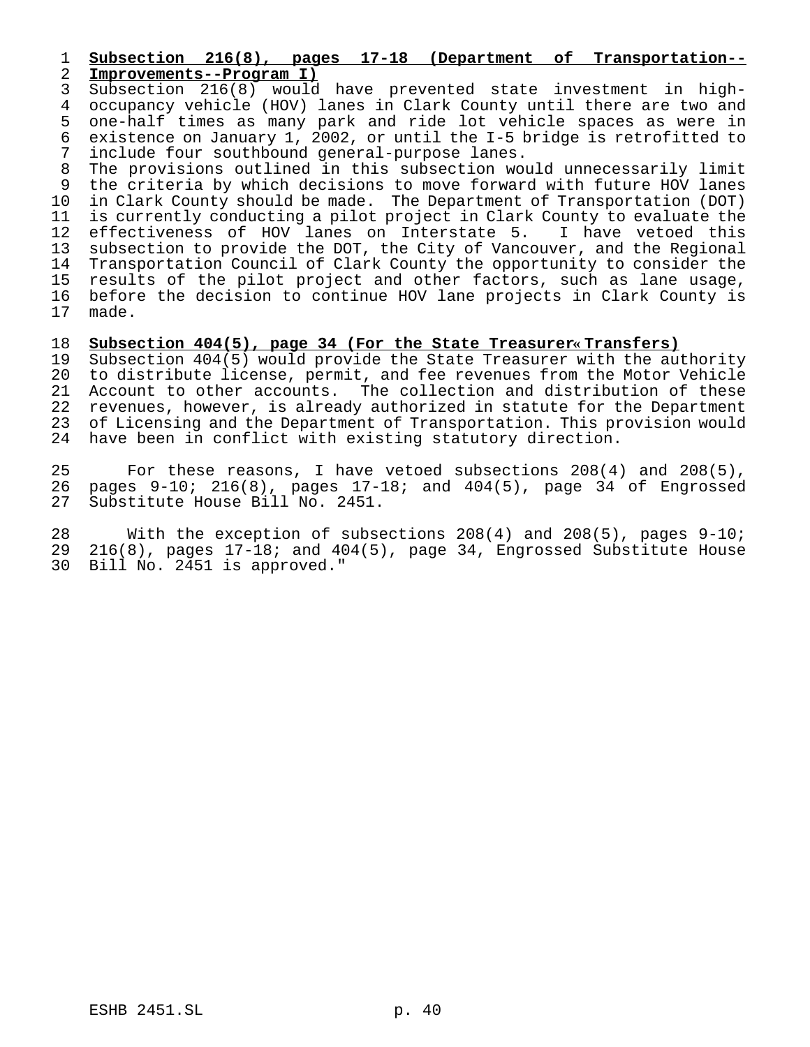**Subsection 216(8), pages 17-18 (Department of Transportation--Improvements--Program I)**

Subsection 216(8) would have prevented state investment in high-occupancy vehicle (HOV) lanes in Clark County until there are two and one-half times as many park and ride lot vehicle spaces as were in existence on January 1, 2002, or until the I-5 bridge is retrofitted to include four southbound general-purpose lanes.

The provisions outlined in this subsection would unnecessarily limit the criteria by which decisions to move forward with future HOV lanes in Clark County should be made. The Department of Transportation (DOT) is currently conducting a pilot project in Clark County to evaluate the effectiveness of HOV lanes on Interstate 5. I have vetoed this subsection to provide the DOT, the City of Vancouver, and the Regional Transportation Council of Clark County the opportunity to consider the results of the pilot project and other factors, such as lane usage, before the decision to continue HOV lane projects in Clark County is made.

**Subsection 404(5), page 34 (For the State Treasurer« Transfers)**

Subsection 404(5) would provide the State Treasurer with the authority to distribute license, permit, and fee revenues from the Motor Vehicle Account to other accounts. The collection and distribution of these revenues, however, is already authorized in statute for the Department of Licensing and the Department of Transportation. This provision would have been in conflict with existing statutory direction.

For these reasons, I have vetoed subsections 208(4) and 208(5), pages 9-10; 216(8), pages 17-18; and 404(5), page 34 of Engrossed Substitute House Bill No. 2451.

With the exception of subsections 208(4) and 208(5), pages 9-10; 216(8), pages 17-18; and 404(5), page 34, Engrossed Substitute House Bill No. 2451 is approved."